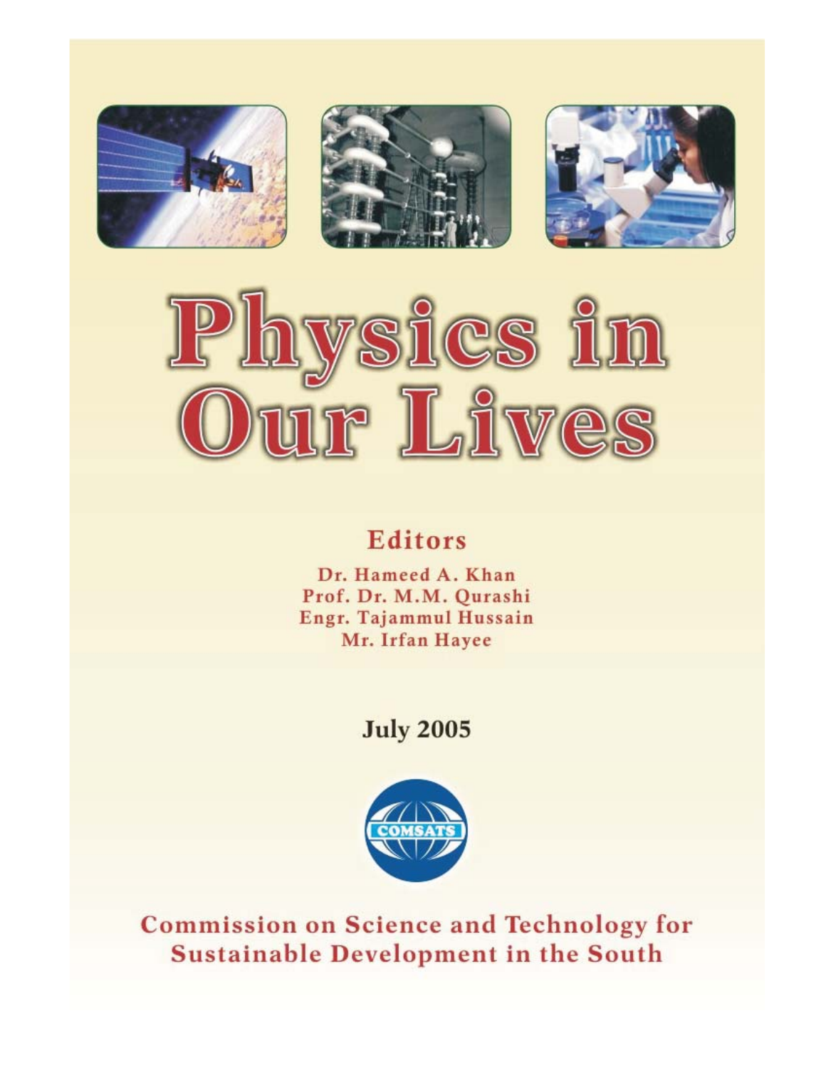# Physics in Our Lives

## Editors

**Dr. Hameed A. Khan**
**Prof. Dr. M.M. Qurashi**
**Engr. Tajammul Hussain**
**Mr. Irfan Hayee**

**July 2005**

COMSATS

**Commission on Science and Technology for Sustainable Development in the South**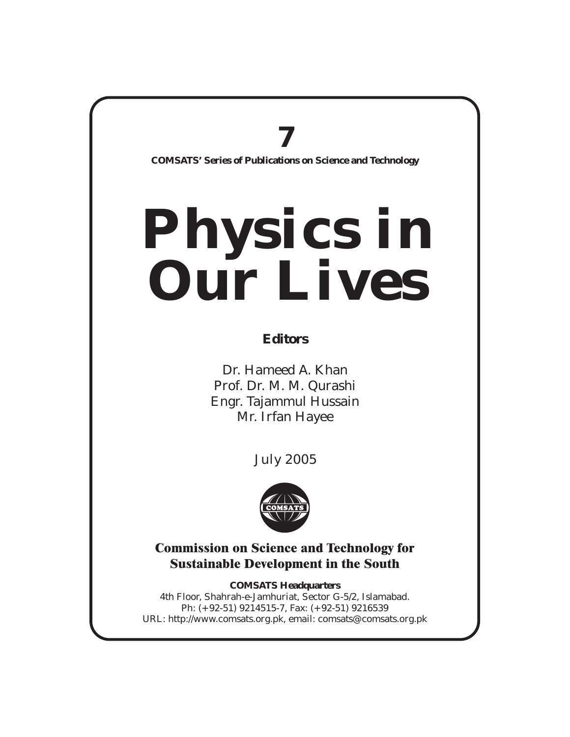**7**

**COMSATS' Series of Publications on Science and Technology**

# Physics in Our Lives

**Editors**

Dr. Hameed A. Khan
Prof. Dr. M. M. Qurashi
Engr. Tajammul Hussain
Mr. Irfan Hayee

July 2005

**Commission on Science and Technology for Sustainable Development in the South**

**COMSATS Headquarters**
4th Floor, Shahrah-e-Jamhuriat, Sector G-5/2, Islamabad.
Ph: (+92-51) 9214515-7, Fax: (+92-51) 9216539
URL: http://www.comsats.org.pk, email: comsats@comsats.org.pk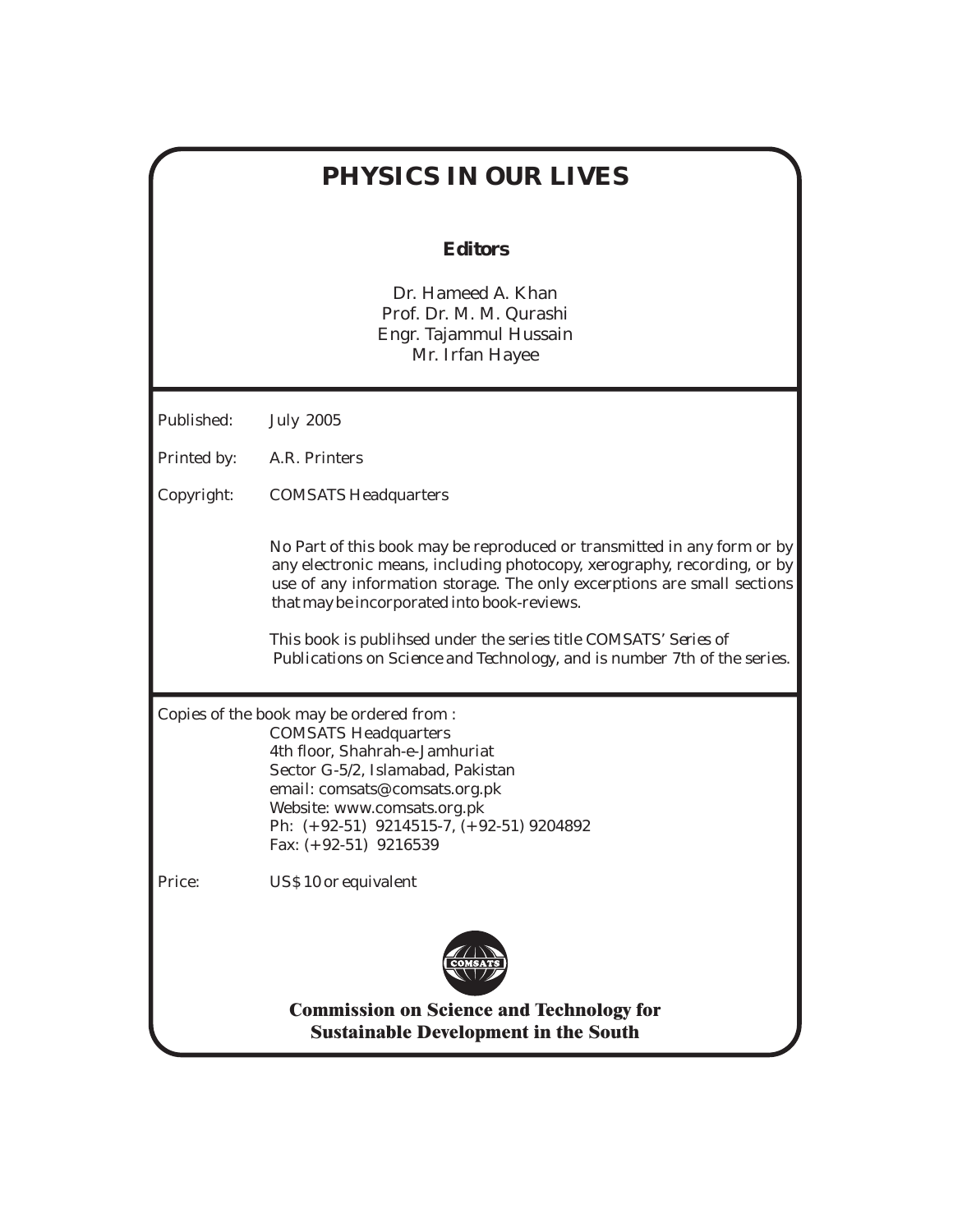# PHYSICS IN OUR LIVES

**Editors**

Dr. Hameed A. Khan
Prof. Dr. M. M. Qurashi
Engr. Tajammul Hussain
Mr. Irfan Hayee

Published: July 2005

Printed by: A.R. Printers

Copyright: COMSATS Headquarters

No Part of this book may be reproduced or transmitted in any form or by any electronic means, including photocopy, xerography, recording, or by use of any information storage. The only excerptions are small sections that may be incorporated into book-reviews.

This book is publihsed under the series title *COMSATS' Series of Publications on Science and Technology*, and is number 7th of the series.

Copies of the book may be ordered from :
COMSATS Headquarters
4th floor, Shahrah-e-Jamhuriat
Sector G-5/2, Islamabad, Pakistan
email: comsats@comsats.org.pk
Website: www.comsats.org.pk
Ph: (+92-51) 9214515-7, (+92-51) 9204892
Fax: (+92-51) 9216539

Price: US$ 10 or equivalent

**Commission on Science and Technology for Sustainable Development in the South**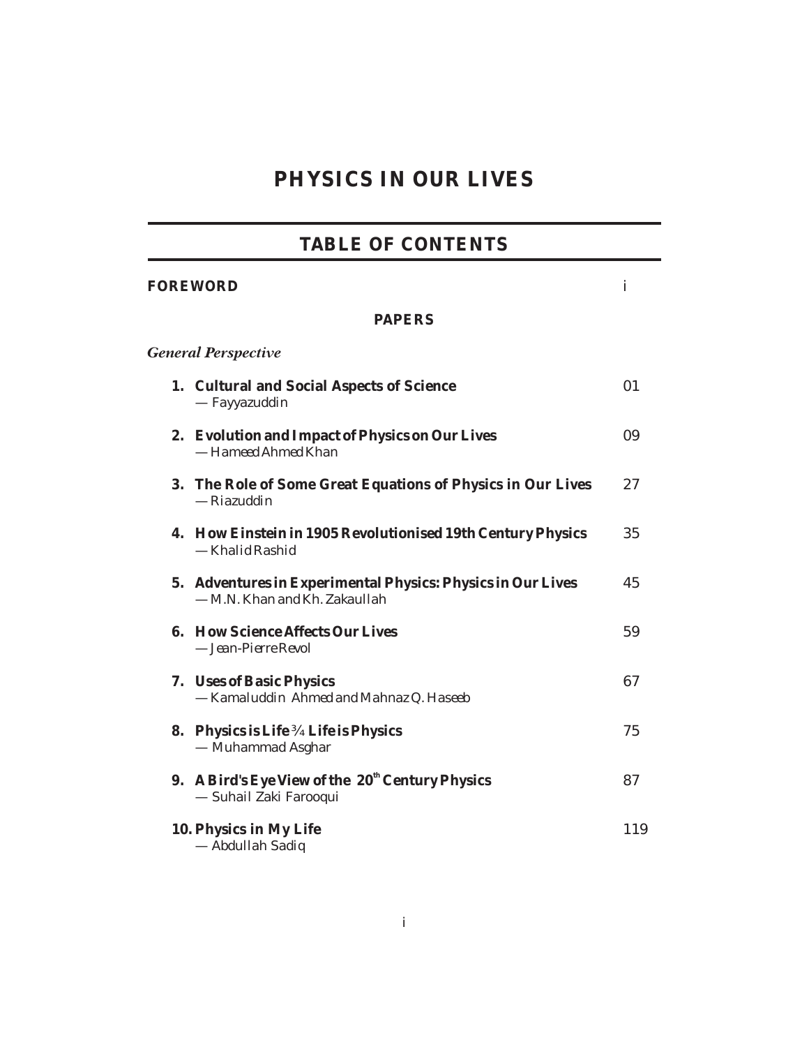# PHYSICS IN OUR LIVES

## TABLE OF CONTENTS

**FOREWORD** i

**PAPERS**

*General Perspective*

1. **Cultural and Social Aspects of Science** 01
   — Fayyazuddin

2. **Evolution and Impact of Physics on Our Lives** 09
   — Hameed Ahmed Khan

3. **The Role of Some Great Equations of Physics in Our Lives** 27
   — Riazuddin

4. **How Einstein in 1905 Revolutionised 19th Century Physics** 35
   — Khalid Rashid

5. **Adventures in Experimental Physics: Physics in Our Lives** 45
   — M.N. Khan and Kh. Zakaullah

6. **How Science Affects Our Lives** 59
   — Jean-Pierre Revol

7. **Uses of Basic Physics** 67
   — Kamaluddin Ahmed and Mahnaz Q. Haseeb

8. **Physics is Life ¾ Life is Physics** 75
   — Muhammad Asghar

9. **A Bird's Eye View of the 20th Century Physics** 87
   — Suhail Zaki Farooqui

10. **Physics in My Life** 119
    — Abdullah Sadiq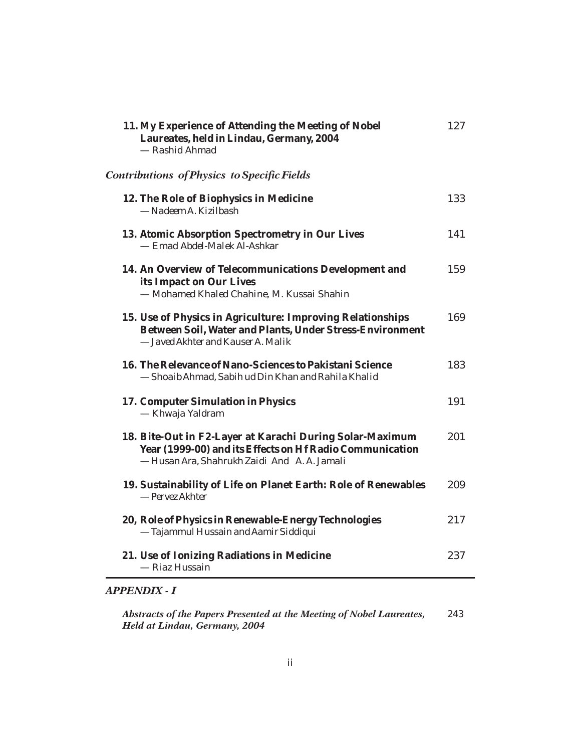**11. My Experience of Attending the Meeting of Nobel Laureates, held in Lindau, Germany, 2004** 127
— Rashid Ahmad

*Contributions of Physics to Specific Fields*

**12. The Role of Biophysics in Medicine** 133
— Nadeem A. Kizilbash

**13. Atomic Absorption Spectrometry in Our Lives** 141
— Emad Abdel-Malek Al-Ashkar

**14. An Overview of Telecommunications Development and its Impact on Our Lives** 159
— Mohamed Khaled Chahine, M. Kussai Shahin

**15. Use of Physics in Agriculture: Improving Relationships Between Soil, Water and Plants, Under Stress-Environment** 169
— Javed Akhter and Kauser A. Malik

**16. The Relevance of Nano-Sciences to Pakistani Science** 183
— Shoaib Ahmad, Sabih ud Din Khan and Rahila Khalid

**17. Computer Simulation in Physics** 191
— Khwaja Yaldram

**18. Bite-Out in F2-Layer at Karachi During Solar-Maximum Year (1999-00) and its Effects on Hf Radio Communication** 201
— Husan Ara, Shahrukh Zaidi And A. A. Jamali

**19. Sustainability of Life on Planet Earth: Role of Renewables** 209
— Pervez Akhter

**20, Role of Physics in Renewable-Energy Technologies** 217
— Tajammul Hussain and Aamir Siddiqui

**21. Use of Ionizing Radiations in Medicine** 237
— Riaz Hussain

***APPENDIX - I***

***Abstracts of the Papers Presented at the Meeting of Nobel Laureates, Held at Lindau, Germany, 2004*** 243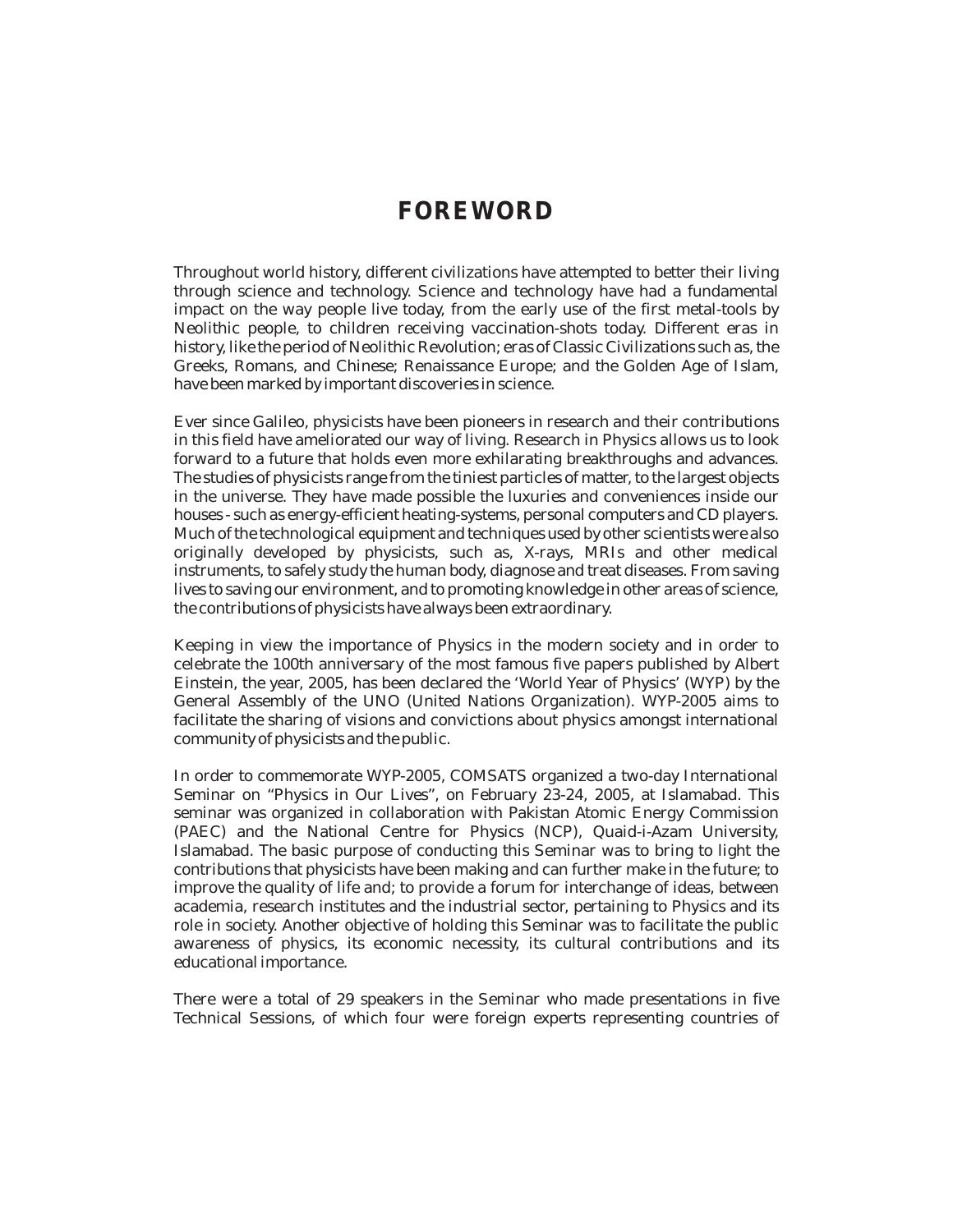# FOREWORD

Throughout world history, different civilizations have attempted to better their living through science and technology. Science and technology have had a fundamental impact on the way people live today, from the early use of the first metal-tools by Neolithic people, to children receiving vaccination-shots today. Different eras in history, like the period of Neolithic Revolution; eras of Classic Civilizations such as, the Greeks, Romans, and Chinese; Renaissance Europe; and the Golden Age of Islam, have been marked by important discoveries in science.

Ever since Galileo, physicists have been pioneers in research and their contributions in this field have ameliorated our way of living. Research in Physics allows us to look forward to a future that holds even more exhilarating breakthroughs and advances. The studies of physicists range from the tiniest particles of matter, to the largest objects in the universe. They have made possible the luxuries and conveniences inside our houses - such as energy-efficient heating-systems, personal computers and CD players. Much of the technological equipment and techniques used by other scientists were also originally developed by physicists, such as, X-rays, MRIs and other medical instruments, to safely study the human body, diagnose and treat diseases. From saving lives to saving our environment, and to promoting knowledge in other areas of science, the contributions of physicists have always been extraordinary.

Keeping in view the importance of Physics in the modern society and in order to celebrate the 100th anniversary of the most famous five papers published by Albert Einstein, the year, 2005, has been declared the 'World Year of Physics' (WYP) by the General Assembly of the UNO (United Nations Organization). WYP-2005 aims to facilitate the sharing of visions and convictions about physics amongst international community of physicists and the public.

In order to commemorate WYP-2005, COMSATS organized a two-day International Seminar on "Physics in Our Lives", on February 23-24, 2005, at Islamabad. This seminar was organized in collaboration with Pakistan Atomic Energy Commission (PAEC) and the National Centre for Physics (NCP), Quaid-i-Azam University, Islamabad. The basic purpose of conducting this Seminar was to bring to light the contributions that physicists have been making and can further make in the future; to improve the quality of life and; to provide a forum for interchange of ideas, between academia, research institutes and the industrial sector, pertaining to Physics and its role in society. Another objective of holding this Seminar was to facilitate the public awareness of physics, its economic necessity, its cultural contributions and its educational importance.

There were a total of 29 speakers in the Seminar who made presentations in five Technical Sessions, of which four were foreign experts representing countries of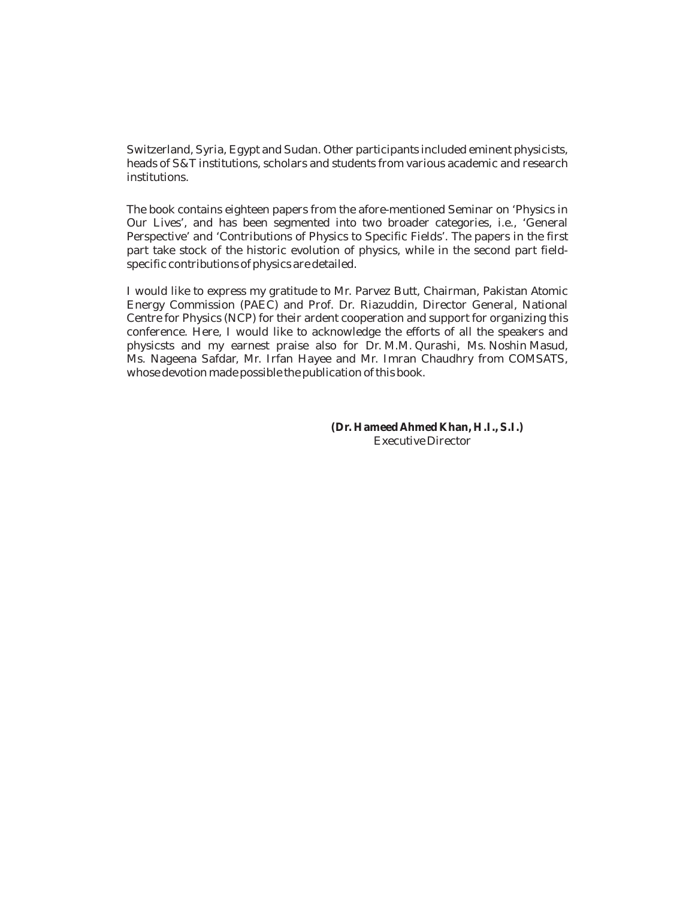Switzerland, Syria, Egypt and Sudan. Other participants included eminent physicists, heads of S&T institutions, scholars and students from various academic and research institutions.

The book contains eighteen papers from the afore-mentioned Seminar on 'Physics in Our Lives', and has been segmented into two broader categories, i.e., 'General Perspective' and 'Contributions of Physics to Specific Fields'. The papers in the first part take stock of the historic evolution of physics, while in the second part field-specific contributions of physics are detailed.

I would like to express my gratitude to Mr. Parvez Butt, Chairman, Pakistan Atomic Energy Commission (PAEC) and Prof. Dr. Riazuddin, Director General, National Centre for Physics (NCP) for their ardent cooperation and support for organizing this conference. Here, I would like to acknowledge the efforts of all the speakers and physicsts and my earnest praise also for Dr. M.M. Qurashi, Ms. Noshin Masud, Ms. Nageena Safdar, Mr. Irfan Hayee and Mr. Imran Chaudhry from COMSATS, whose devotion made possible the publication of this book.

**(Dr. Hameed Ahmed Khan, H.I., S.I.)**
Executive Director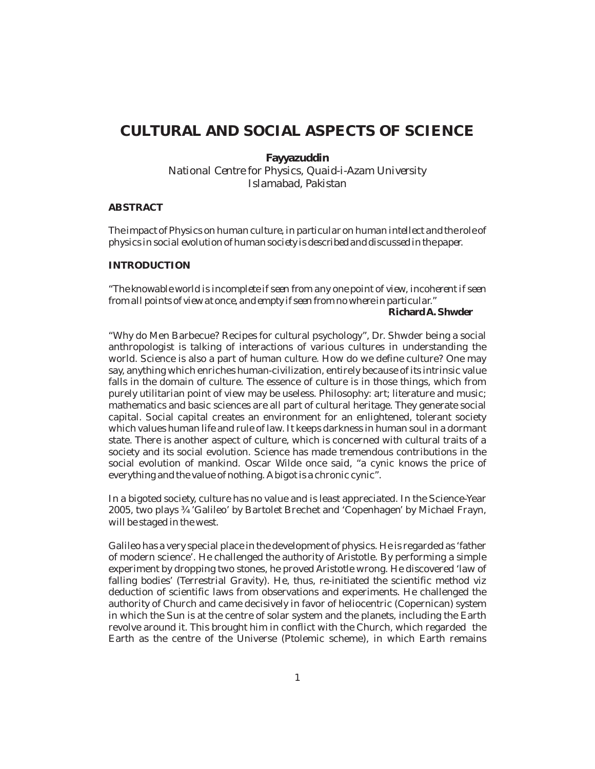# CULTURAL AND SOCIAL ASPECTS OF SCIENCE

**Fayyazuddin**

National Centre for Physics, Quaid-i-Azam University
Islamabad, Pakistan

## ABSTRACT

*The impact of Physics on human culture, in particular on human intellect and the role of physics in social evolution of human society is described and discussed in the paper.*

## INTRODUCTION

*"The knowable world is incomplete if seen from any one point of view, incoherent if seen from all points of view at once, and empty if seen from no where in particular."*

**Richard A. Shwder**

"Why do Men Barbecue? Recipes for cultural psychology", Dr. Shwder being a social anthropologist is talking of interactions of various cultures in understanding the world. Science is also a part of human culture. How do we define culture? One may say, anything which enriches human-civilization, entirely because of its intrinsic value falls in the domain of culture. The essence of culture is in those things, which from purely utilitarian point of view may be useless. Philosophy: art; literature and music; mathematics and basic sciences are all part of cultural heritage. They generate social capital. Social capital creates an environment for an enlightened, tolerant society which values human life and rule of law. It keeps darkness in human soul in a dormant state. There is another aspect of culture, which is concerned with cultural traits of a society and its social evolution. Science has made tremendous contributions in the social evolution of mankind. Oscar Wilde once said, "a cynic knows the price of everything and the value of nothing. A bigot is a chronic cynic".

In a bigoted society, culture has no value and is least appreciated. In the Science-Year 2005, two plays ¾ 'Galileo' by Bartolet Brechet and 'Copenhagen' by Michael Frayn, will be staged in the west.

Galileo has a very special place in the development of physics. He is regarded as 'father of modern science'. He challenged the authority of Aristotle. By performing a simple experiment by dropping two stones, he proved Aristotle wrong. He discovered 'law of falling bodies' (Terrestrial Gravity). He, thus, re-initiated the scientific method viz deduction of scientific laws from observations and experiments. He challenged the authority of Church and came decisively in favor of heliocentric (Copernican) system in which the Sun is at the centre of solar system and the planets, including the Earth revolve around it. This brought him in conflict with the Church, which regarded the Earth as the centre of the Universe (Ptolemic scheme), in which Earth remains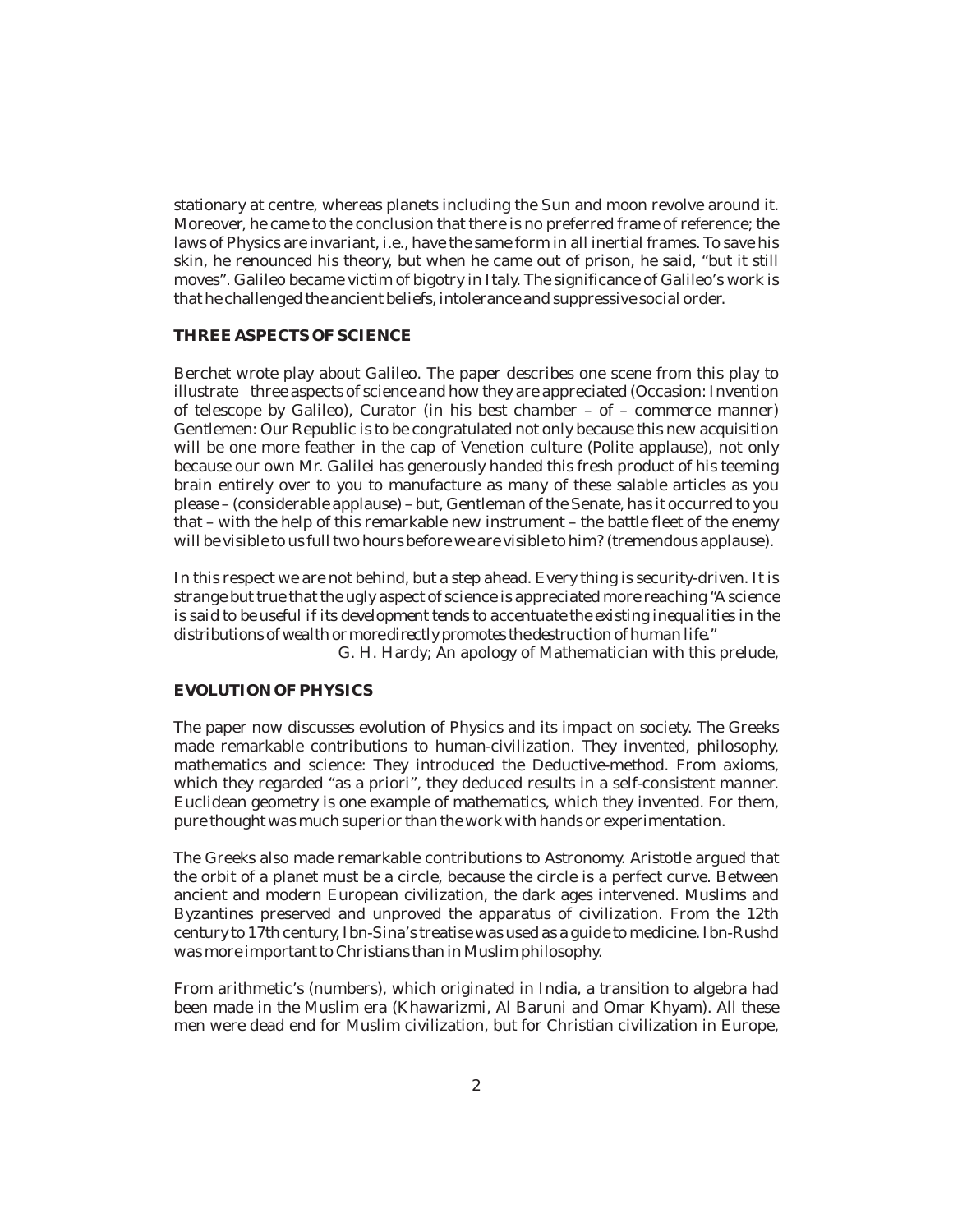stationary at centre, whereas planets including the Sun and moon revolve around it. Moreover, he came to the conclusion that there is no preferred frame of reference; the laws of Physics are invariant, i.e., have the same form in all inertial frames. To save his skin, he renounced his theory, but when he came out of prison, he said, "but it still moves". Galileo became victim of bigotry in Italy. The significance of Galileo's work is that he challenged the ancient beliefs, intolerance and suppressive social order.

## THREE ASPECTS OF SCIENCE

Berchet wrote play about Galileo. The paper describes one scene from this play to illustrate three aspects of science and how they are appreciated (Occasion: Invention of telescope by Galileo), Curator (in his best chamber – of – commerce manner) Gentlemen: Our Republic is to be congratulated not only because this new acquisition will be one more feather in the cap of Venetion culture (Polite applause), not only because our own Mr. Galilei has generously handed this fresh product of his teeming brain entirely over to you to manufacture as many of these salable articles as you please – (considerable applause) – but, Gentleman of the Senate, has it occurred to you that – with the help of this remarkable new instrument – the battle fleet of the enemy will be visible to us full two hours before we are visible to him? (tremendous applause).

In this respect we are not behind, but a step ahead. Every thing is security-driven. It is strange but true that the ugly aspect of science is appreciated more reaching "*A science is said to be useful if its development tends to accentuate the existing inequalities in the distributions of wealth or more directly promotes the destruction of human life.*"

G. H. Hardy; An apology of Mathematician with this prelude,

## EVOLUTION OF PHYSICS

The paper now discusses evolution of Physics and its impact on society. The Greeks made remarkable contributions to human-civilization. They invented, philosophy, mathematics and science: They introduced the Deductive-method. From axioms, which they regarded "as a priori", they deduced results in a self-consistent manner. Euclidean geometry is one example of mathematics, which they invented. For them, pure thought was much superior than the work with hands or experimentation.

The Greeks also made remarkable contributions to Astronomy. Aristotle argued that the orbit of a planet must be a circle, because the circle is a perfect curve. Between ancient and modern European civilization, the dark ages intervened. Muslims and Byzantines preserved and unproved the apparatus of civilization. From the 12th century to 17th century, Ibn-Sina's treatise was used as a guide to medicine. Ibn-Rushd was more important to Christians than in Muslim philosophy.

From arithmetic's (numbers), which originated in India, a transition to algebra had been made in the Muslim era (Khawarizmi, Al Baruni and Omar Khyam). All these men were dead end for Muslim civilization, but for Christian civilization in Europe,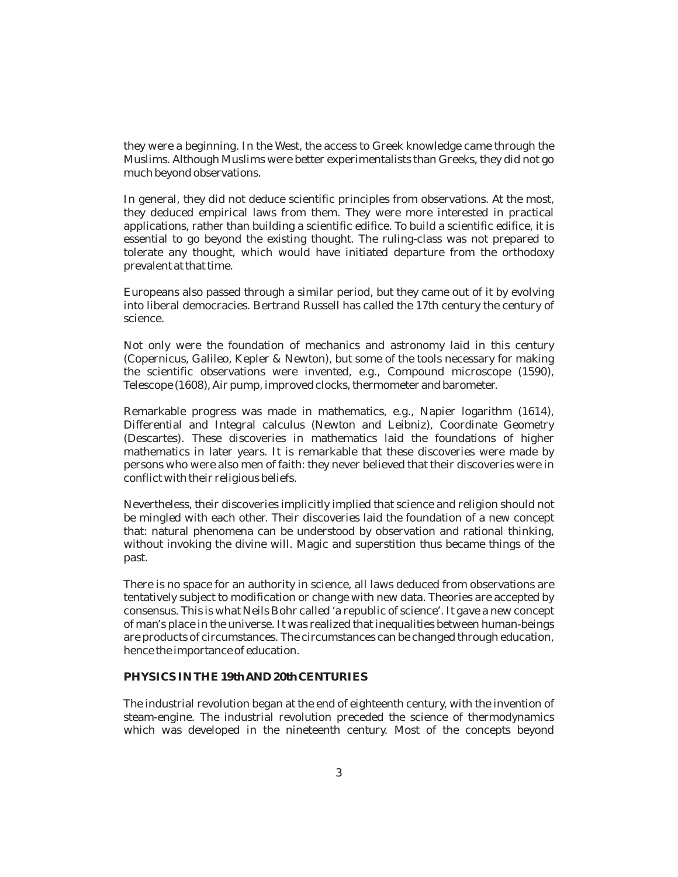they were a beginning. In the West, the access to Greek knowledge came through the Muslims. Although Muslims were better experimentalists than Greeks, they did not go much beyond observations.

In general, they did not deduce scientific principles from observations. At the most, they deduced empirical laws from them. They were more interested in practical applications, rather than building a scientific edifice. To build a scientific edifice, it is essential to go beyond the existing thought. The ruling-class was not prepared to tolerate any thought, which would have initiated departure from the orthodoxy prevalent at that time.

Europeans also passed through a similar period, but they came out of it by evolving into liberal democracies. Bertrand Russell has called the 17th century the century of science.

Not only were the foundation of mechanics and astronomy laid in this century (Copernicus, Galileo, Kepler & Newton), but some of the tools necessary for making the scientific observations were invented, e.g., Compound microscope (1590), Telescope (1608), Air pump, improved clocks, thermometer and barometer.

Remarkable progress was made in mathematics, e.g., Napier logarithm (1614), Differential and Integral calculus (Newton and Leibniz), Coordinate Geometry (Descartes). These discoveries in mathematics laid the foundations of higher mathematics in later years. It is remarkable that these discoveries were made by persons who were also men of faith: they never believed that their discoveries were in conflict with their religious beliefs.

Nevertheless, their discoveries implicitly implied that science and religion should not be mingled with each other. Their discoveries laid the foundation of a new concept that: natural phenomena can be understood by observation and rational thinking, without invoking the divine will. Magic and superstition thus became things of the past.

There is no space for an authority in science, all laws deduced from observations are tentatively subject to modification or change with new data. Theories are accepted by consensus. This is what Neils Bohr called 'a republic of science'. It gave a new concept of man's place in the universe. It was realized that inequalities between human-beings are products of circumstances. The circumstances can be changed through education, hence the importance of education.

## PHYSICS IN THE 19th AND 20th CENTURIES

The industrial revolution began at the end of eighteenth century, with the invention of steam-engine. The industrial revolution preceded the science of thermodynamics which was developed in the nineteenth century. Most of the concepts beyond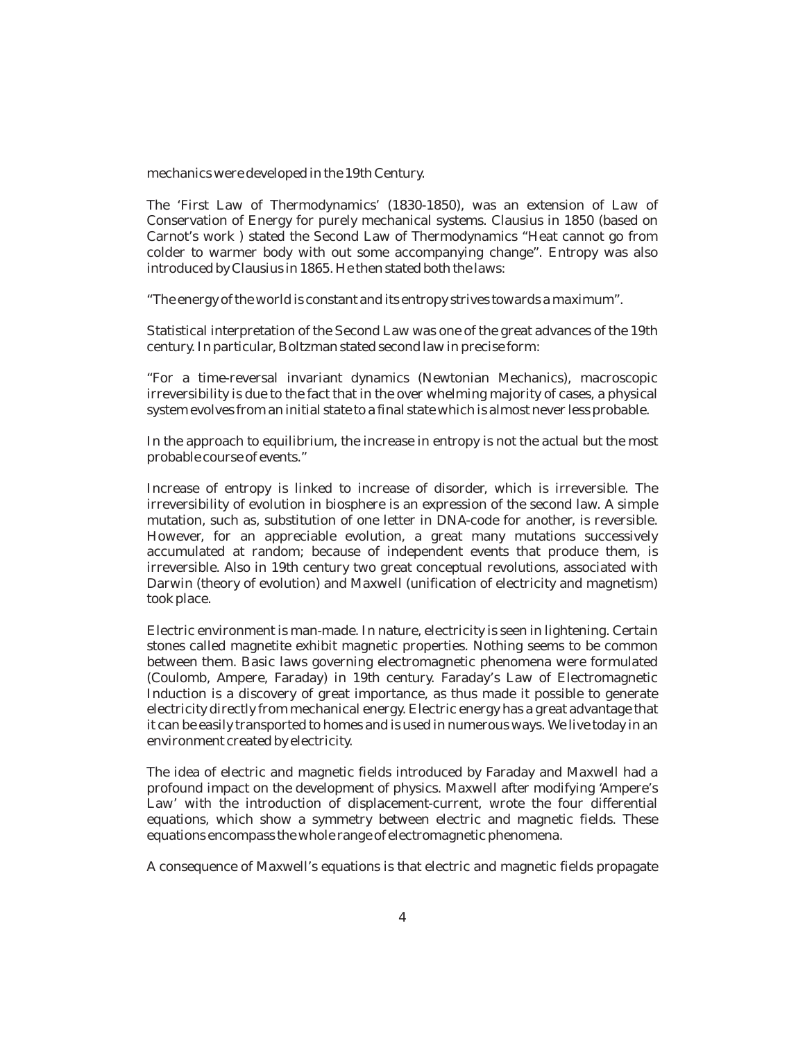mechanics were developed in the 19th Century.

The 'First Law of Thermodynamics' (1830-1850), was an extension of Law of Conservation of Energy for purely mechanical systems. Clausius in 1850 (based on Carnot's work ) stated the Second Law of Thermodynamics "Heat cannot go from colder to warmer body with out some accompanying change". Entropy was also introduced by Clausius in 1865. He then stated both the laws:

"The energy of the world is constant and its entropy strives towards a maximum".

Statistical interpretation of the Second Law was one of the great advances of the 19th century. In particular, Boltzman stated second law in precise form:

"For a time-reversal invariant dynamics (Newtonian Mechanics), macroscopic irreversibility is due to the fact that in the over whelming majority of cases, a physical system evolves from an initial state to a final state which is almost never less probable.

In the approach to equilibrium, the increase in entropy is not the actual but the most probable course of events."

Increase of entropy is linked to increase of disorder, which is irreversible. The irreversibility of evolution in biosphere is an expression of the second law. A simple mutation, such as, substitution of one letter in DNA-code for another, is reversible. However, for an appreciable evolution, a great many mutations successively accumulated at random; because of independent events that produce them, is irreversible. Also in 19th century two great conceptual revolutions, associated with Darwin (theory of evolution) and Maxwell (unification of electricity and magnetism) took place.

Electric environment is man-made. In nature, electricity is seen in lightening. Certain stones called magnetite exhibit magnetic properties. Nothing seems to be common between them. Basic laws governing electromagnetic phenomena were formulated (Coulomb, Ampere, Faraday) in 19th century. Faraday's Law of Electromagnetic Induction is a discovery of great importance, as thus made it possible to generate electricity directly from mechanical energy. Electric energy has a great advantage that it can be easily transported to homes and is used in numerous ways. We live today in an environment created by electricity.

The idea of electric and magnetic fields introduced by Faraday and Maxwell had a profound impact on the development of physics. Maxwell after modifying 'Ampere's Law' with the introduction of displacement-current, wrote the four differential equations, which show a symmetry between electric and magnetic fields. These equations encompass the whole range of electromagnetic phenomena.

A consequence of Maxwell's equations is that electric and magnetic fields propagate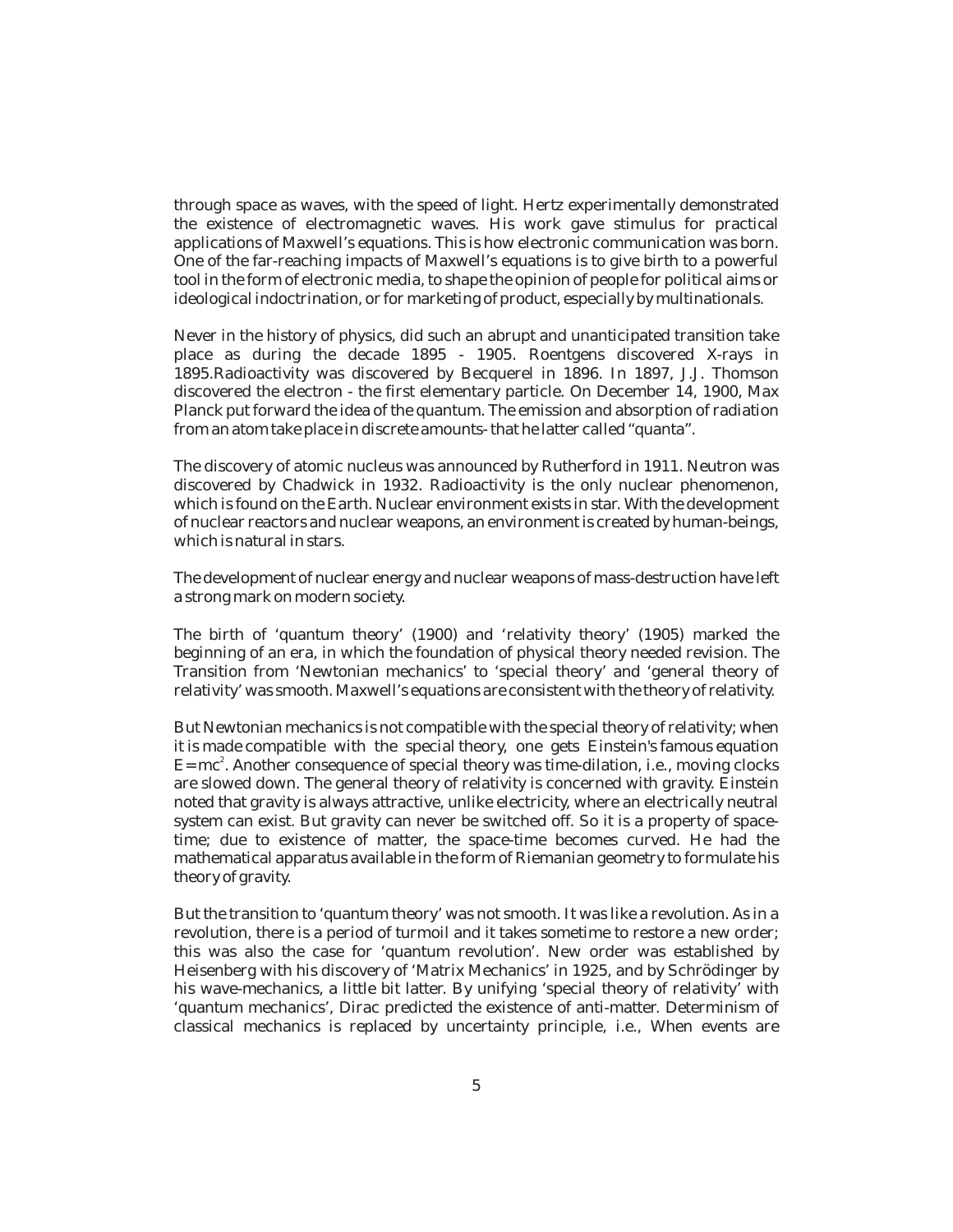through space as waves, with the speed of light. Hertz experimentally demonstrated the existence of electromagnetic waves. His work gave stimulus for practical applications of Maxwell's equations. This is how electronic communication was born. One of the far-reaching impacts of Maxwell's equations is to give birth to a powerful tool in the form of electronic media, to shape the opinion of people for political aims or ideological indoctrination, or for marketing of product, especially by multinationals.

Never in the history of physics, did such an abrupt and unanticipated transition take place as during the decade 1895 - 1905. Roentgens discovered X-rays in 1895.Radioactivity was discovered by Becquerel in 1896. In 1897, J.J. Thomson discovered the electron - the first elementary particle. On December 14, 1900, Max Planck put forward the idea of the quantum. The emission and absorption of radiation from an atom take place in discrete amounts- that he latter called "quanta".

The discovery of atomic nucleus was announced by Rutherford in 1911. Neutron was discovered by Chadwick in 1932. Radioactivity is the only nuclear phenomenon, which is found on the Earth. Nuclear environment exists in star. With the development of nuclear reactors and nuclear weapons, an environment is created by human-beings, which is natural in stars.

The development of nuclear energy and nuclear weapons of mass-destruction have left a strong mark on modern society.

The birth of 'quantum theory' (1900) and 'relativity theory' (1905) marked the beginning of an era, in which the foundation of physical theory needed revision. The Transition from 'Newtonian mechanics' to 'special theory' and 'general theory of relativity' was smooth. Maxwell's equations are consistent with the theory of relativity.

But Newtonian mechanics is not compatible with the special theory of relativity; when it is made compatible with the special theory, one gets Einstein's famous equation $E = mc^2$. Another consequence of special theory was time-dilation, i.e., moving clocks are slowed down. The general theory of relativity is concerned with gravity. Einstein noted that gravity is always attractive, unlike electricity, where an electrically neutral system can exist. But gravity can never be switched off. So it is a property of space-time; due to existence of matter, the space-time becomes curved. He had the mathematical apparatus available in the form of Riemanian geometry to formulate his theory of gravity.

But the transition to 'quantum theory' was not smooth. It was like a revolution. As in a revolution, there is a period of turmoil and it takes sometime to restore a new order; this was also the case for 'quantum revolution'. New order was established by Heisenberg with his discovery of 'Matrix Mechanics' in 1925, and by Schrödinger by his wave-mechanics, a little bit latter. By unifying 'special theory of relativity' with 'quantum mechanics', Dirac predicted the existence of anti-matter. Determinism of classical mechanics is replaced by uncertainty principle, i.e., When events are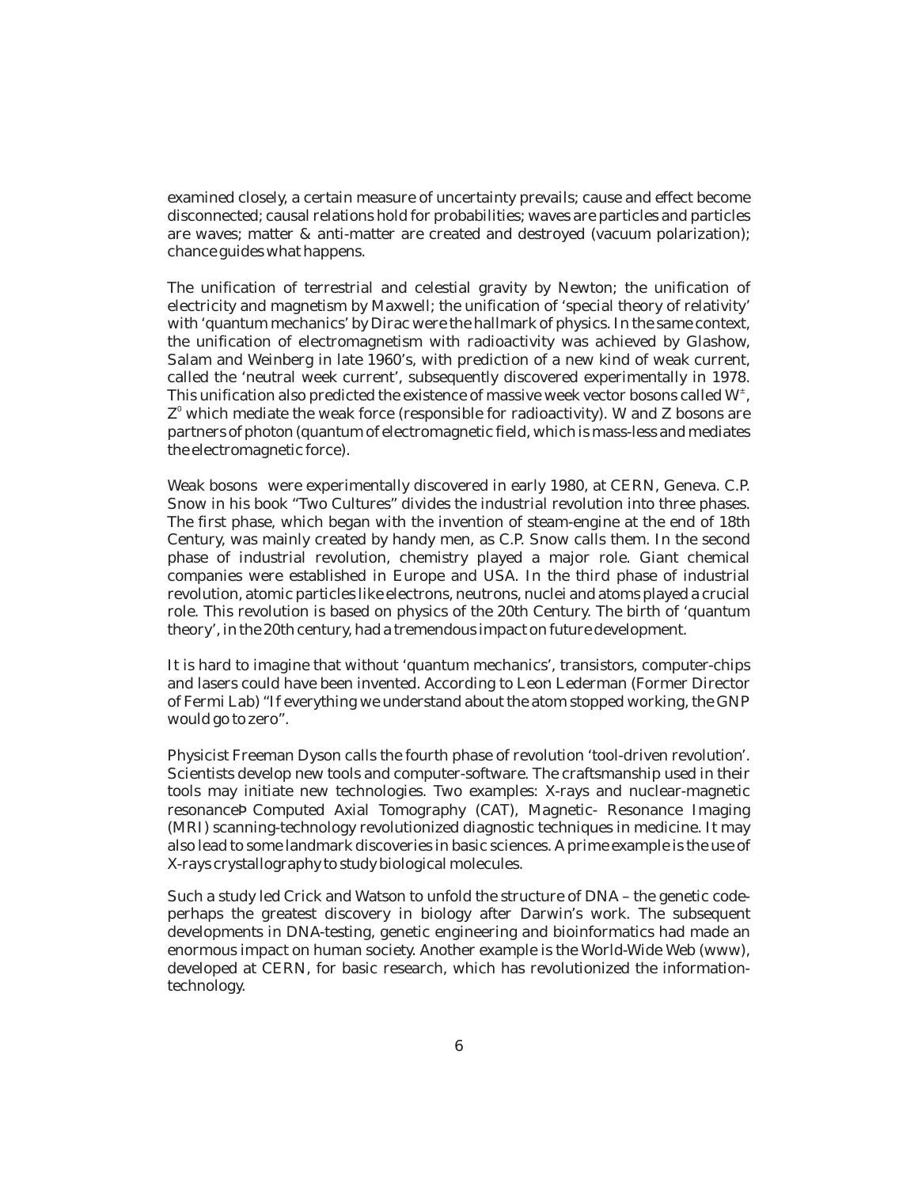examined closely, a certain measure of uncertainty prevails; cause and effect become disconnected; causal relations hold for probabilities; waves are particles and particles are waves; matter & anti-matter are created and destroyed (vacuum polarization); chance guides what happens.

The unification of terrestrial and celestial gravity by Newton; the unification of electricity and magnetism by Maxwell; the unification of 'special theory of relativity' with 'quantum mechanics' by Dirac were the hallmark of physics. In the same context, the unification of electromagnetism with radioactivity was achieved by Glashow, Salam and Weinberg in late 1960's, with prediction of a new kind of weak current, called the 'neutral week current', subsequently discovered experimentally in 1978. This unification also predicted the existence of massive week vector bosons called $W^{\pm}$, $Z^{0}$ which mediate the weak force (responsible for radioactivity). W and Z bosons are partners of photon (quantum of electromagnetic field, which is mass-less and mediates the electromagnetic force).

Weak bosons were experimentally discovered in early 1980, at CERN, Geneva. C.P. Snow in his book "Two Cultures" divides the industrial revolution into three phases. The first phase, which began with the invention of steam-engine at the end of 18th Century, was mainly created by handy men, as C.P. Snow calls them. In the second phase of industrial revolution, chemistry played a major role. Giant chemical companies were established in Europe and USA. In the third phase of industrial revolution, atomic particles like electrons, neutrons, nuclei and atoms played a crucial role. This revolution is based on physics of the 20th Century. The birth of 'quantum theory', in the 20th century, had a tremendous impact on future development.

It is hard to imagine that without 'quantum mechanics', transistors, computer-chips and lasers could have been invented. According to Leon Lederman (Former Director of Fermi Lab) "If everything we understand about the atom stopped working, the GNP would go to zero".

Physicist Freeman Dyson calls the fourth phase of revolution 'tool-driven revolution'. Scientists develop new tools and computer-software. The craftsmanship used in their tools may initiate new technologies. Two examples: X-rays and nuclear-magnetic resonanceÞ Computed Axial Tomography (CAT), Magnetic- Resonance Imaging (MRI) scanning-technology revolutionized diagnostic techniques in medicine. It may also lead to some landmark discoveries in basic sciences. A prime example is the use of X-rays crystallography to study biological molecules.

Such a study led Crick and Watson to unfold the structure of DNA – the genetic code-perhaps the greatest discovery in biology after Darwin's work. The subsequent developments in DNA-testing, genetic engineering and bioinformatics had made an enormous impact on human society. Another example is the World-Wide Web (www), developed at CERN, for basic research, which has revolutionized the information-technology.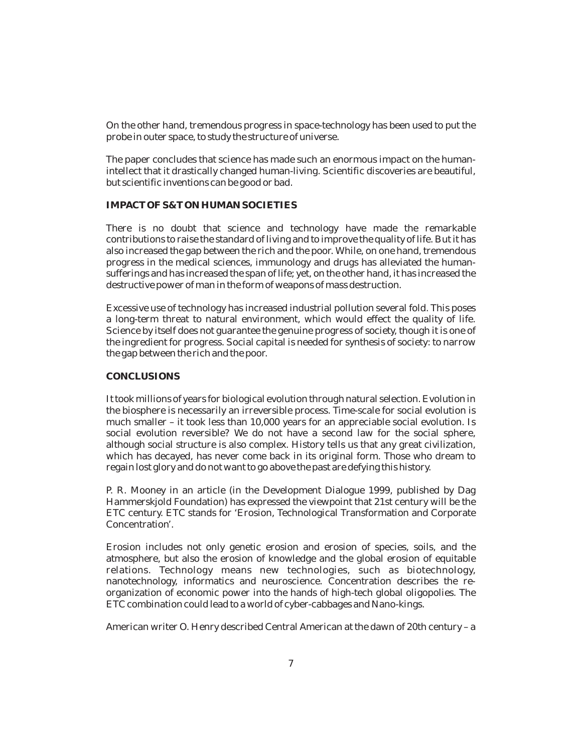On the other hand, tremendous progress in space-technology has been used to put the probe in outer space, to study the structure of universe.

The paper concludes that science has made such an enormous impact on the human-intellect that it drastically changed human-living. Scientific discoveries are beautiful, but scientific inventions can be good or bad.

## IMPACT OF S&T ON HUMAN SOCIETIES

There is no doubt that science and technology have made the remarkable contributions to raise the standard of living and to improve the quality of life. But it has also increased the gap between the rich and the poor. While, on one hand, tremendous progress in the medical sciences, immunology and drugs has alleviated the human-sufferings and has increased the span of life; yet, on the other hand, it has increased the destructive power of man in the form of weapons of mass destruction.

Excessive use of technology has increased industrial pollution several fold. This poses a long-term threat to natural environment, which would effect the quality of life. Science by itself does not guarantee the genuine progress of society, though it is one of the ingredient for progress. Social capital is needed for synthesis of society: to narrow the gap between the rich and the poor.

## CONCLUSIONS

It took millions of years for biological evolution through natural selection. Evolution in the biosphere is necessarily an irreversible process. Time-scale for social evolution is much smaller – it took less than 10,000 years for an appreciable social evolution. Is social evolution reversible? We do not have a second law for the social sphere, although social structure is also complex. History tells us that any great civilization, which has decayed, has never come back in its original form. Those who dream to regain lost glory and do not want to go above the past are defying this history.

P. R. Mooney in an article (in the Development Dialogue 1999, published by Dag Hammerskjold Foundation) has expressed the viewpoint that 21st century will be the ETC century. ETC stands for 'Erosion, Technological Transformation and Corporate Concentration'.

Erosion includes not only genetic erosion and erosion of species, soils, and the atmosphere, but also the erosion of knowledge and the global erosion of equitable relations. Technology means new technologies, such as biotechnology, nanotechnology, informatics and neuroscience. Concentration describes the re-organization of economic power into the hands of high-tech global oligopolies. The ETC combination could lead to a world of cyber-cabbages and Nano-kings.

American writer O. Henry described Central American at the dawn of 20th century – a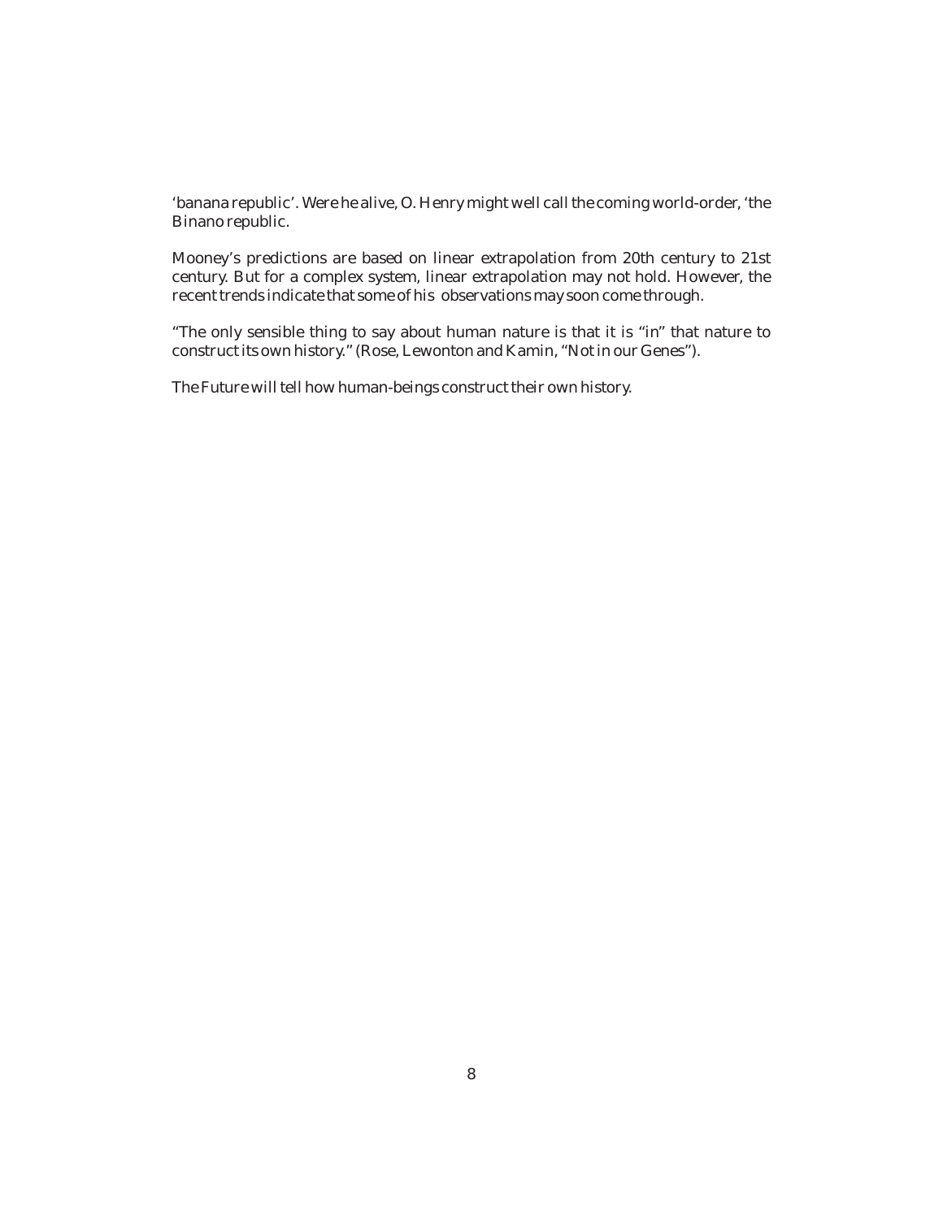'banana republic'. Were he alive, O. Henry might well call the coming world-order, 'the Binano republic.

Mooney's predictions are based on linear extrapolation from 20th century to 21st century. But for a complex system, linear extrapolation may not hold. However, the recent trends indicate that some of his observations may soon come through.

"The only sensible thing to say about human nature is that it is "in" that nature to construct its own history." (Rose, Lewonton and Kamin, "Not in our Genes").

The Future will tell how human-beings construct their own history.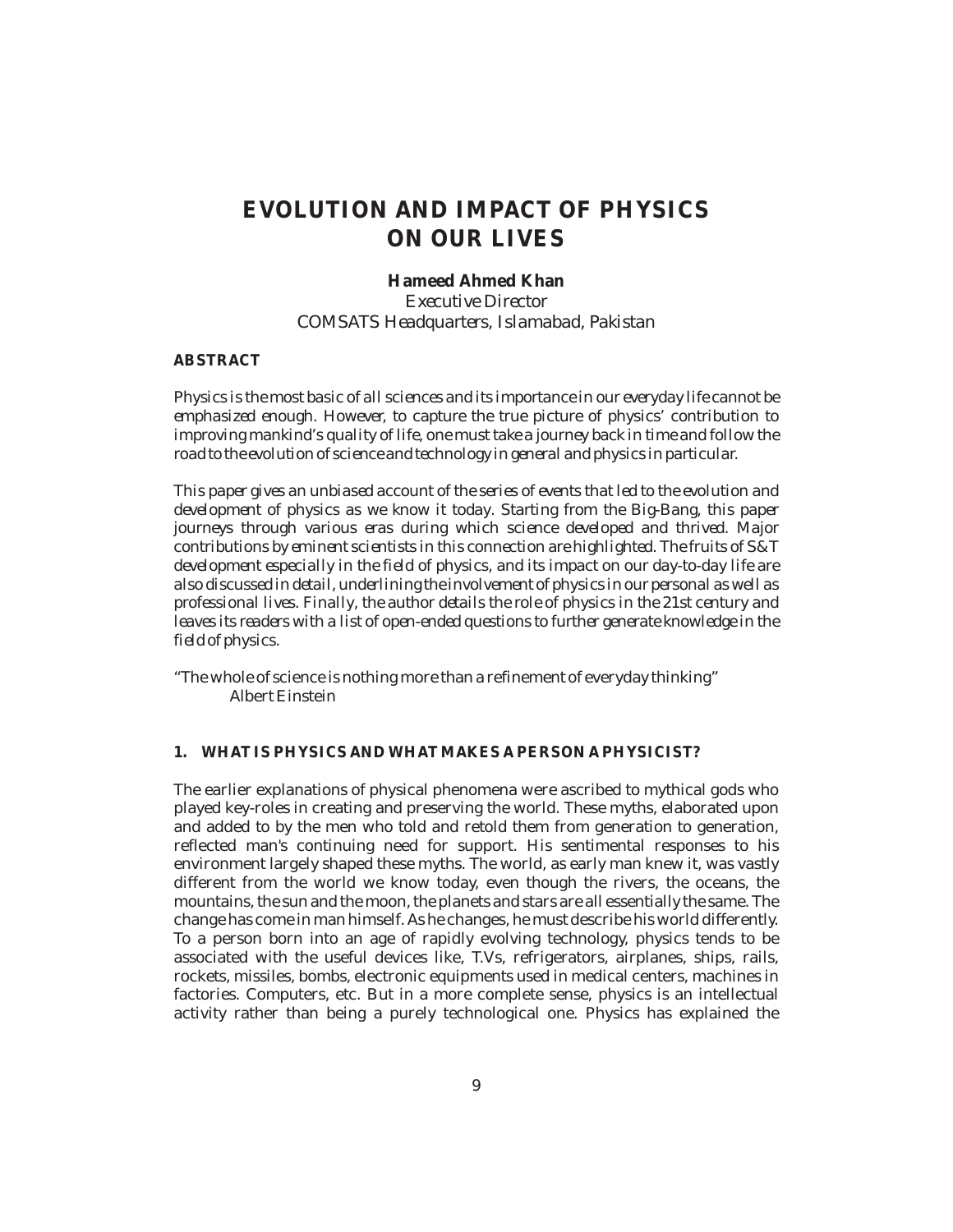# EVOLUTION AND IMPACT OF PHYSICS ON OUR LIVES

**Hameed Ahmed Khan**
*Executive Director*
*COMSATS Headquarters, Islamabad, Pakistan*

## ABSTRACT

*Physics is the most basic of all sciences and its importance in our everyday life cannot be emphasized enough. However, to capture the true picture of physics' contribution to improving mankind's quality of life, one must take a journey back in time and follow the road to the evolution of science and technology in general and physics in particular.*

*This paper gives an unbiased account of the series of events that led to the evolution and development of physics as we know it today. Starting from the Big-Bang, this paper journeys through various eras during which science developed and thrived. Major contributions by eminent scientists in this connection are highlighted. The fruits of S&T development especially in the field of physics, and its impact on our day-to-day life are also discussed in detail, underlining the involvement of physics in our personal as well as professional lives. Finally, the author details the role of physics in the 21st century and leaves its readers with a list of open-ended questions to further generate knowledge in the field of physics.*

"The whole of science is nothing more than a refinement of everyday thinking"
Albert Einstein

## 1. WHAT IS PHYSICS AND WHAT MAKES A PERSON A PHYSICIST?

The earlier explanations of physical phenomena were ascribed to mythical gods who played key-roles in creating and preserving the world. These myths, elaborated upon and added to by the men who told and retold them from generation to generation, reflected man's continuing need for support. His sentimental responses to his environment largely shaped these myths. The world, as early man knew it, was vastly different from the world we know today, even though the rivers, the oceans, the mountains, the sun and the moon, the planets and stars are all essentially the same. The change has come in man himself. As he changes, he must describe his world differently. To a person born into an age of rapidly evolving technology, physics tends to be associated with the useful devices like, T.Vs, refrigerators, airplanes, ships, rails, rockets, missiles, bombs, electronic equipments used in medical centers, machines in factories. Computers, etc. But in a more complete sense, physics is an intellectual activity rather than being a purely technological one. Physics has explained the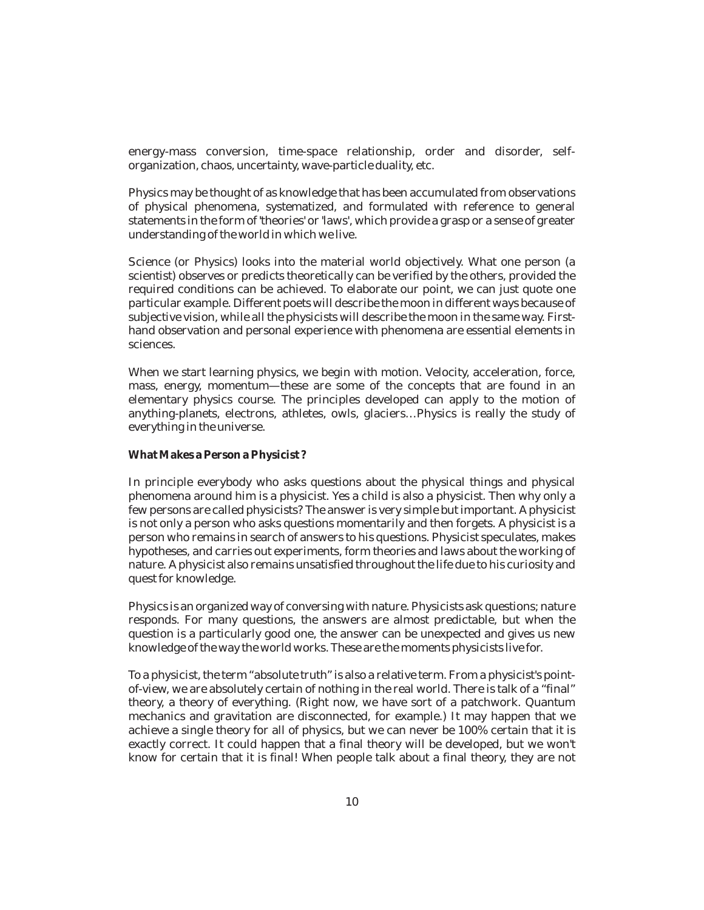energy-mass conversion, time-space relationship, order and disorder, self-organization, chaos, uncertainty, wave-particle duality, etc.

Physics may be thought of as knowledge that has been accumulated from observations of physical phenomena, systematized, and formulated with reference to general statements in the form of 'theories' or 'laws', which provide a grasp or a sense of greater understanding of the world in which we live.

Science (or Physics) looks into the material world objectively. What one person (a scientist) observes or predicts theoretically can be verified by the others, provided the required conditions can be achieved. To elaborate our point, we can just quote one particular example. Different poets will describe the moon in different ways because of subjective vision, while all the physicists will describe the moon in the same way. First-hand observation and personal experience with phenomena are essential elements in sciences.

When we start learning physics, we begin with motion. Velocity, acceleration, force, mass, energy, momentum—these are some of the concepts that are found in an elementary physics course. The principles developed can apply to the motion of anything-planets, electrons, athletes, owls, glaciers…Physics is really the study of everything in the universe.

**What Makes a Person a Physicist ?**

In principle everybody who asks questions about the physical things and physical phenomena around him is a physicist. Yes a child is also a physicist. Then why only a few persons are called physicists? The answer is very simple but important. A physicist is not only a person who asks questions momentarily and then forgets. A physicist is a person who remains in search of answers to his questions. Physicist speculates, makes hypotheses, and carries out experiments, form theories and laws about the working of nature. A physicist also remains unsatisfied throughout the life due to his curiosity and quest for knowledge.

Physics is an organized way of conversing with nature. Physicists ask questions; nature responds. For many questions, the answers are almost predictable, but when the question is a particularly good one, the answer can be unexpected and gives us new knowledge of the way the world works. These are the moments physicists live for.

To a physicist, the term "absolute truth" is also a relative term. From a physicist's point-of-view, we are absolutely certain of nothing in the real world. There is talk of a "final" theory, a theory of everything. (Right now, we have sort of a patchwork. Quantum mechanics and gravitation are disconnected, for example.) It may happen that we achieve a single theory for all of physics, but we can never be 100% certain that it is exactly correct. It could happen that a final theory will be developed, but we won't know for certain that it is final! When people talk about a final theory, they are not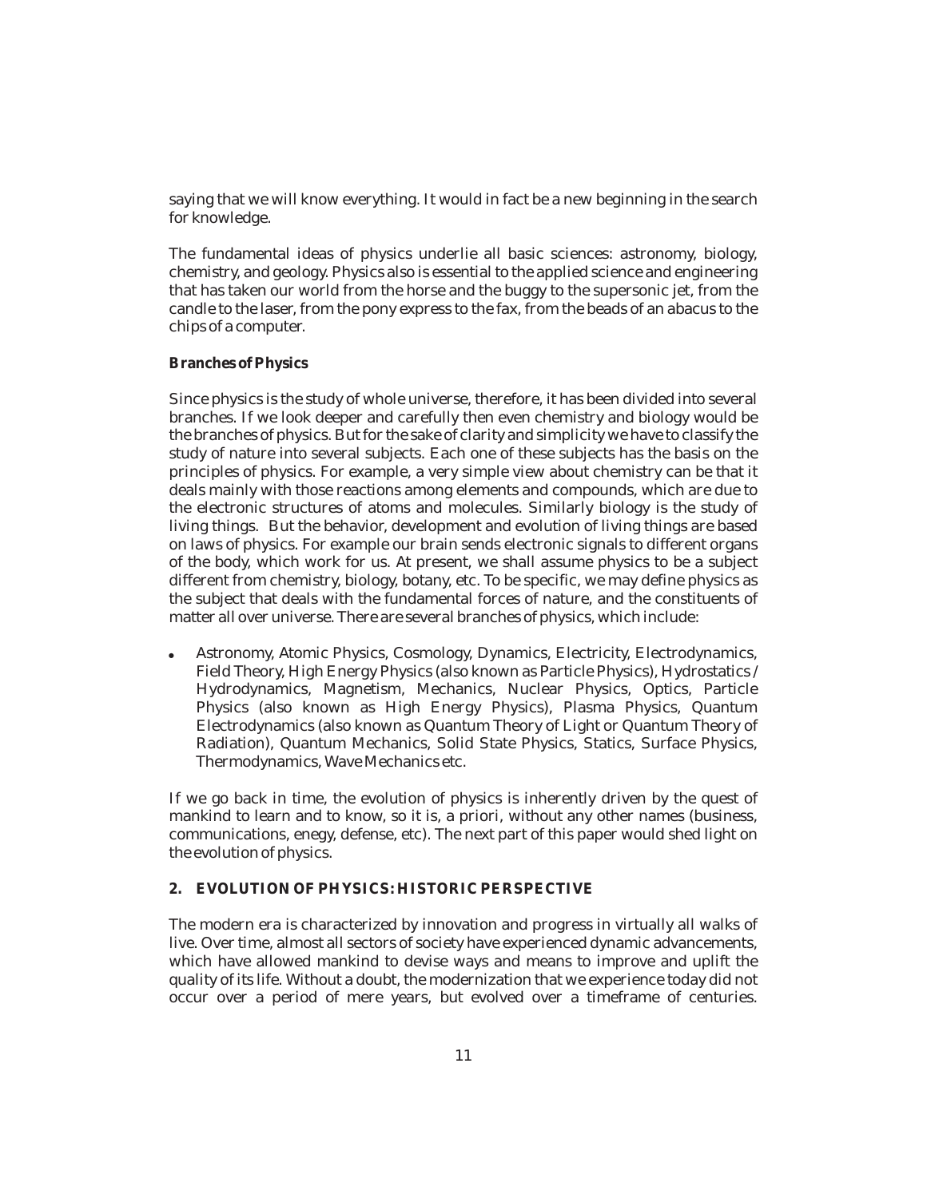saying that we will know everything. It would in fact be a new beginning in the search for knowledge.

The fundamental ideas of physics underlie all basic sciences: astronomy, biology, chemistry, and geology. Physics also is essential to the applied science and engineering that has taken our world from the horse and the buggy to the supersonic jet, from the candle to the laser, from the pony express to the fax, from the beads of an abacus to the chips of a computer.

**Branches of Physics**

Since physics is the study of whole universe, therefore, it has been divided into several branches. If we look deeper and carefully then even chemistry and biology would be the branches of physics. But for the sake of clarity and simplicity we have to classify the study of nature into several subjects. Each one of these subjects has the basis on the principles of physics. For example, a very simple view about chemistry can be that it deals mainly with those reactions among elements and compounds, which are due to the electronic structures of atoms and molecules. Similarly biology is the study of living things. But the behavior, development and evolution of living things are based on laws of physics. For example our brain sends electronic signals to different organs of the body, which work for us. At present, we shall assume physics to be a subject different from chemistry, biology, botany, etc. To be specific, we may define physics as the subject that deals with the fundamental forces of nature, and the constituents of matter all over universe. There are several branches of physics, which include:

- Astronomy, Atomic Physics, Cosmology, Dynamics, Electricity, Electrodynamics, Field Theory, High Energy Physics (also known as Particle Physics), Hydrostatics / Hydrodynamics, Magnetism, Mechanics, Nuclear Physics, Optics, Particle Physics (also known as High Energy Physics), Plasma Physics, Quantum Electrodynamics (also known as Quantum Theory of Light or Quantum Theory of Radiation), Quantum Mechanics, Solid State Physics, Statics, Surface Physics, Thermodynamics, Wave Mechanics etc.

If we go back in time, the evolution of physics is inherently driven by the quest of mankind to learn and to know, so it is, a priori, without any other names (business, communications, enegy, defense, etc). The next part of this paper would shed light on the evolution of physics.

## 2. EVOLUTION OF PHYSICS: HISTORIC PERSPECTIVE

The modern era is characterized by innovation and progress in virtually all walks of live. Over time, almost all sectors of society have experienced dynamic advancements, which have allowed mankind to devise ways and means to improve and uplift the quality of its life. Without a doubt, the modernization that we experience today did not occur over a period of mere years, but evolved over a timeframe of centuries.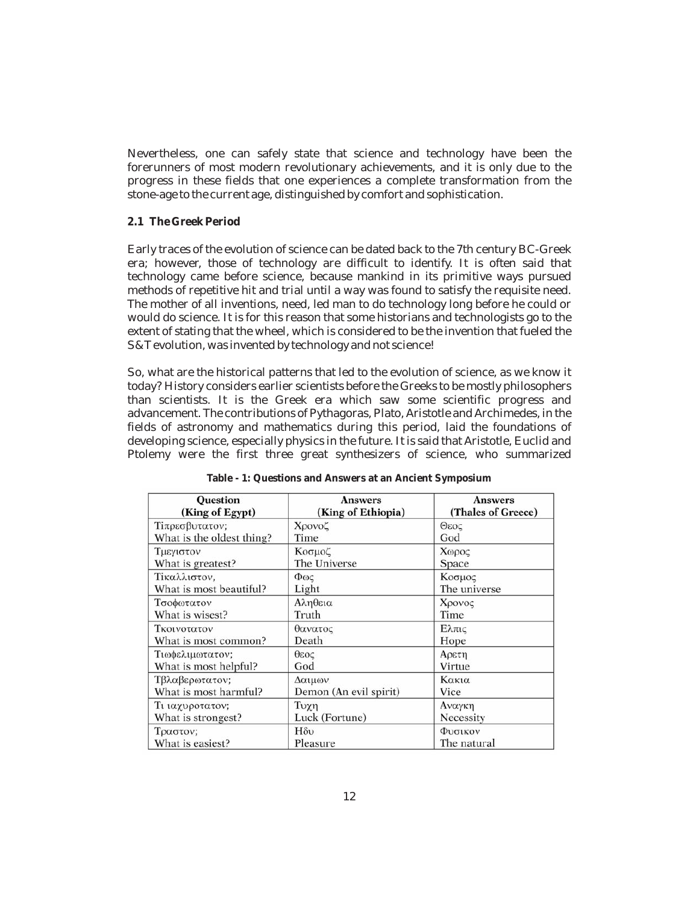Nevertheless, one can safely state that science and technology have been the forerunners of most modern revolutionary achievements, and it is only due to the progress in these fields that one experiences a complete transformation from the stone-age to the current age, distinguished by comfort and sophistication.

### 2.1 The Greek Period

Early traces of the evolution of science can be dated back to the 7th century BC-Greek era; however, those of technology are difficult to identify. It is often said that technology came before science, because mankind in its primitive ways pursued methods of repetitive hit and trial until a way was found to satisfy the requisite need. The mother of all inventions, need, led man to do technology long before he could or would do science. It is for this reason that some historians and technologists go to the extent of stating that the wheel, which is considered to be the invention that fueled the S&T evolution, was invented by technology and not science!

So, what are the historical patterns that led to the evolution of science, as we know it today? History considers earlier scientists before the Greeks to be mostly philosophers than scientists. It is the Greek era which saw some scientific progress and advancement. The contributions of Pythagoras, Plato, Aristotle and Archimedes, in the fields of astronomy and mathematics during this period, laid the foundations of developing science, especially physics in the future. It is said that Aristotle, Euclid and Ptolemy were the first three great synthesizers of science, who summarized

**Table - 1: Questions and Answers at an Ancient Symposium**

| Question (King of Egypt) | Answers (King of Ethiopia) | Answers (Thales of Greece) |
|---|---|---|
| Τiπρεσβυτατον; What is the oldest thing? | Χρονοζ Time | Θεος God |
| Τμεγιστον What is greatest? | Κοσμοζ The Universe | Χωρος Space |
| Τiκαλλιστον, What is most beautiful? | Φως Light | Κοσμος The universe |
| Τσοφωτατον What is wisest? | Αληθεια Truth | Χρονος Time |
| Τκοινοτατον What is most common? | θανατος Death | Ελπις Hope |
| Τιωφελιμωτατον; What is most helpful? | θεος God | Αρετη Virtue |
| Τβλαβερωτατον; What is most harmful? | Δαιμων Demon (An evil spirit) | Κακια Vice |
| Τι ιαχυροτατον; What is strongest? | Τυχη Luck (Fortune) | Αναγκη Necessity |
| Τραστον; What is easiest? | Ηδυ Pleasure | Φυσικον The natural |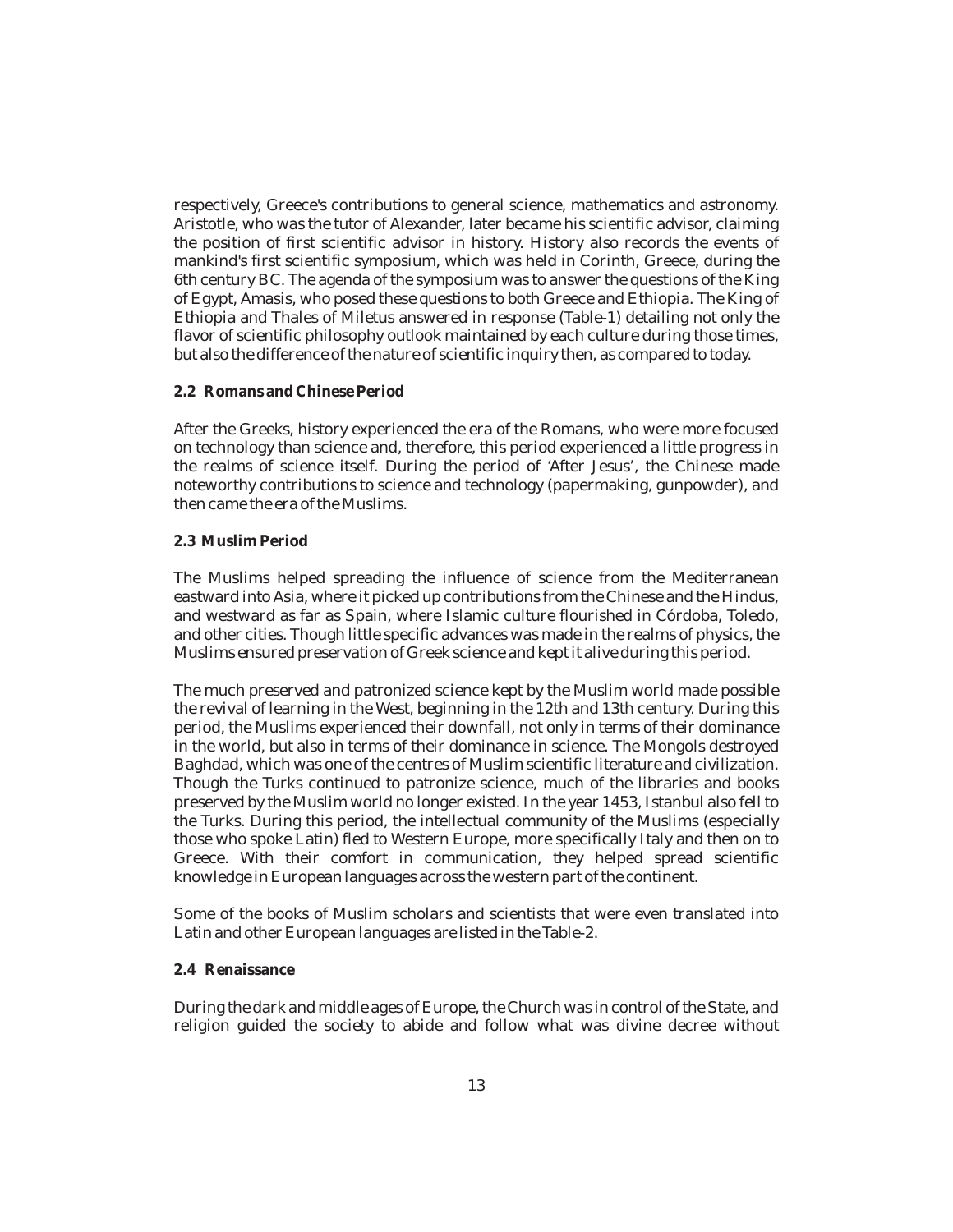respectively, Greece's contributions to general science, mathematics and astronomy. Aristotle, who was the tutor of Alexander, later became his scientific advisor, claiming the position of first scientific advisor in history. History also records the events of mankind's first scientific symposium, which was held in Corinth, Greece, during the 6th century BC. The agenda of the symposium was to answer the questions of the King of Egypt, Amasis, who posed these questions to both Greece and Ethiopia. The King of Ethiopia and Thales of Miletus answered in response (Table-1) detailing not only the flavor of scientific philosophy outlook maintained by each culture during those times, but also the difference of the nature of scientific inquiry then, as compared to today.

### 2.2 Romans and Chinese Period

After the Greeks, history experienced the era of the Romans, who were more focused on technology than science and, therefore, this period experienced a little progress in the realms of science itself. During the period of 'After Jesus', the Chinese made noteworthy contributions to science and technology (papermaking, gunpowder), and then came the era of the Muslims.

### 2.3 Muslim Period

The Muslims helped spreading the influence of science from the Mediterranean eastward into Asia, where it picked up contributions from the Chinese and the Hindus, and westward as far as Spain, where Islamic culture flourished in Córdoba, Toledo, and other cities. Though little specific advances was made in the realms of physics, the Muslims ensured preservation of Greek science and kept it alive during this period.

The much preserved and patronized science kept by the Muslim world made possible the revival of learning in the West, beginning in the 12th and 13th century. During this period, the Muslims experienced their downfall, not only in terms of their dominance in the world, but also in terms of their dominance in science. The Mongols destroyed Baghdad, which was one of the centres of Muslim scientific literature and civilization. Though the Turks continued to patronize science, much of the libraries and books preserved by the Muslim world no longer existed. In the year 1453, Istanbul also fell to the Turks. During this period, the intellectual community of the Muslims (especially those who spoke Latin) fled to Western Europe, more specifically Italy and then on to Greece. With their comfort in communication, they helped spread scientific knowledge in European languages across the western part of the continent.

Some of the books of Muslim scholars and scientists that were even translated into Latin and other European languages are listed in the Table-2.

### 2.4 Renaissance

During the dark and middle ages of Europe, the Church was in control of the State, and religion guided the society to abide and follow what was divine decree without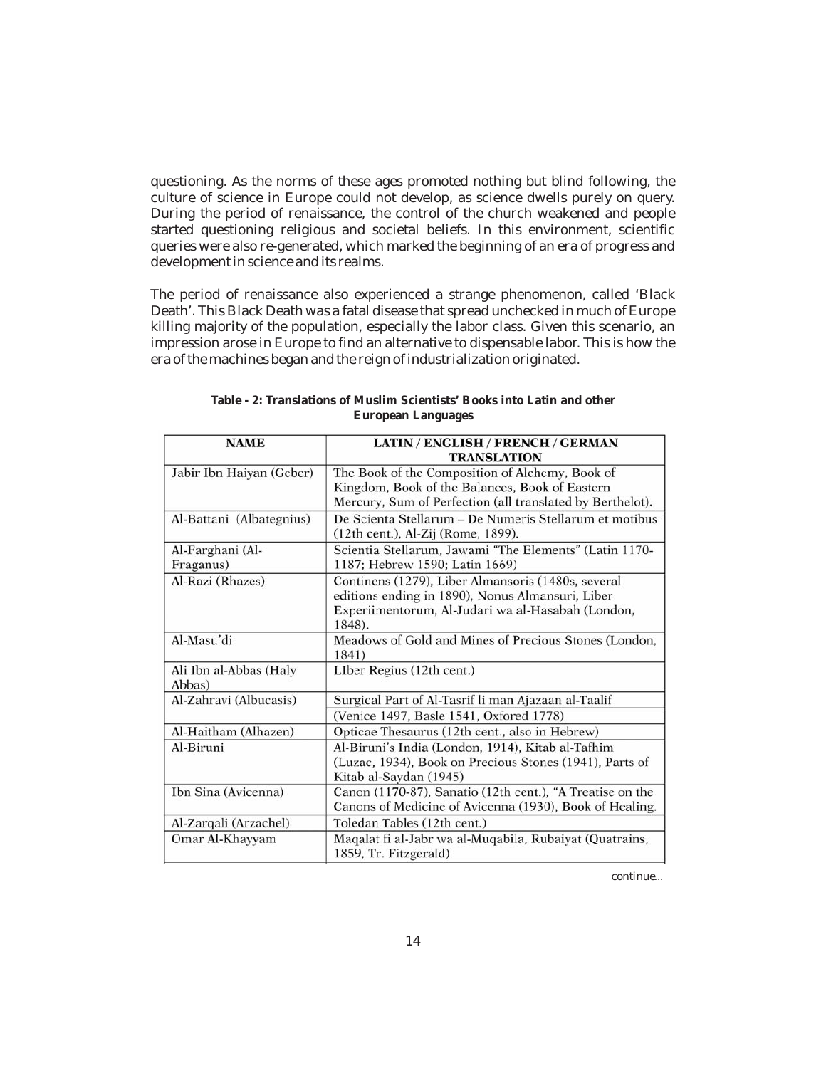questioning. As the norms of these ages promoted nothing but blind following, the culture of science in Europe could not develop, as science dwells purely on query. During the period of renaissance, the control of the church weakened and people started questioning religious and societal beliefs. In this environment, scientific queries were also re-generated, which marked the beginning of an era of progress and development in science and its realms.

The period of renaissance also experienced a strange phenomenon, called 'Black Death'. This Black Death was a fatal disease that spread unchecked in much of Europe killing majority of the population, especially the labor class. Given this scenario, an impression arose in Europe to find an alternative to dispensable labor. This is how the era of the machines began and the reign of industrialization originated.

**Table - 2: Translations of Muslim Scientists' Books into Latin and other European Languages**

| NAME | LATIN / ENGLISH / FRENCH / GERMAN TRANSLATION |
|---|---|
| Jabir Ibn Haiyan (Geber) | The Book of the Composition of Alchemy, Book of Kingdom, Book of the Balances, Book of Eastern Mercury, Sum of Perfection (all translated by Berthelot). |
| Al-Battani (Albategnius) | De Scienta Stellarum – De Numeris Stellarum et motibus (12th cent.), Al-Zij (Rome, 1899). |
| Al-Farghani (Al-Fraganus) | Scientia Stellarum, Jawami "The Elements" (Latin 1170-1187; Hebrew 1590; Latin 1669) |
| Al-Razi (Rhazes) | Continens (1279), Liber Almansoris (1480s, several editions ending in 1890), Nonus Almansuri, Liber Experiimentorum, Al-Judari wa al-Hasabah (London, 1848). |
| Al-Masu'di | Meadows of Gold and Mines of Precious Stones (London, 1841) |
| Ali Ibn al-Abbas (Haly Abbas) | LIber Regius (12th cent.) |
| Al-Zahravi (Albucasis) | Surgical Part of Al-Tasrif li man Ajazaan al-Taalif (Venice 1497, Basle 1541, Oxfored 1778) |
| Al-Haitham (Alhazen) | Opticae Thesaurus (12th cent., also in Hebrew) |
| Al-Biruni | Al-Biruni's India (London, 1914), Kitab al-Tafhim (Luzac, 1934), Book on Precious Stones (1941), Parts of Kitab al-Saydan (1945) |
| Ibn Sina (Avicenna) | Canon (1170-87), Sanatio (12th cent.), "A Treatise on the Canons of Medicine of Avicenna (1930), Book of Healing. |
| Al-Zarqali (Arzachel) | Toledan Tables (12th cent.) |
| Omar Al-Khayyam | Maqalat fi al-Jabr wa al-Muqabila, Rubaiyat (Quatrains, 1859, Tr. Fitzgerald) |

continue...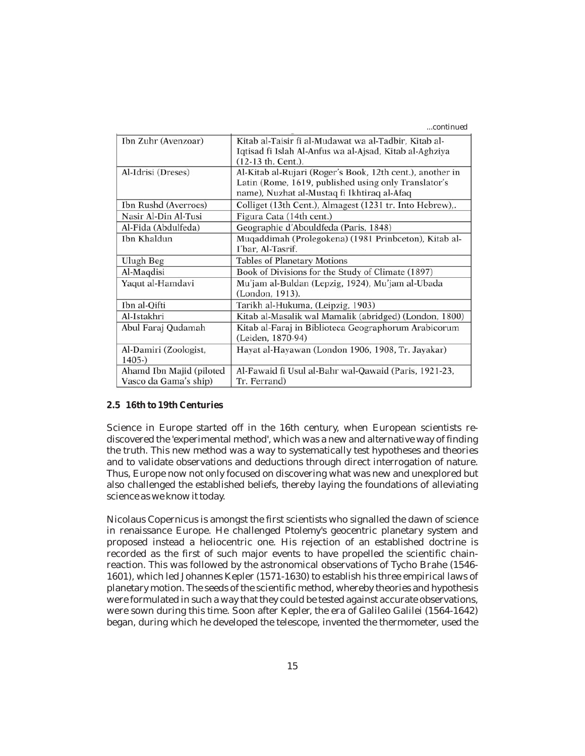...continued

| | |
|---|---|
| Ibn Zuhr (Avenzoar) | Kitab al-Taisir fi al-Mudawat wa al-Tadbir, Kitab al-Iqtisad fi Islah Al-Anfus wa al-Ajsad, Kitab al-Aghziya (12-13 th. Cent.). |
| Al-Idrisi (Dreses) | Al-Kitab al-Rujari (Roger's Book, 12th cent.), another in Latin (Rome, 1619, published using only Translator's name), Nuzhat al-Mustaq fi Ikhtiraq al-Afaq |
| Ibn Rushd (Averroes) | Colliget (13th Cent.), Almagest (1231 tr. Into Hebrew),. |
| Nasir Al-Din Al-Tusi | Figura Cata (14th cent.) |
| Al-Fida (Abdulfeda) | Geographie d'Abouldfeda (Paris, 1848) |
| Ibn Khaldun | Muqaddimah (Prolegokena) (1981 Prinbceton), Kitab al-I'bar, Al-Tasrif. |
| Ulugh Beg | Tables of Planetary Motions |
| Al-Maqdisi | Book of Divisions for the Study of Climate (1897) |
| Yaqut al-Hamdavi | Mu'jam al-Buldan (Lepzig, 1924), Mu'jam al-Ubada (London, 1913). |
| Ibn al-Qifti | Tarikh al-Hukuma, (Leipzig, 1903) |
| Al-Istakhri | Kitab al-Masalik wal Mamalik (abridged) (London, 1800) |
| Abul Faraj Qudamah | Kitab al-Faraj in Biblioteca Geographorum Arabicorum (Leiden, 1870-94) |
| Al-Damiri (Zoologist, 1405-) | Hayat al-Hayawan (London 1906, 1908, Tr. Jayakar) |
| Ahamd Ibn Majid (piloted Vasco da Gama's ship) | Al-Fawaid fi Usul al-Bahr wal-Qawaid (Paris, 1921-23, Tr. Ferrand) |

## 2.5 16th to 19th Centuries

Science in Europe started off in the 16th century, when European scientists re-discovered the 'experimental method', which was a new and alternative way of finding the truth. This new method was a way to systematically test hypotheses and theories and to validate observations and deductions through direct interrogation of nature. Thus, Europe now not only focused on discovering what was new and unexplored but also challenged the established beliefs, thereby laying the foundations of alleviating science as we know it today.

Nicolaus Copernicus is amongst the first scientists who signalled the dawn of science in renaissance Europe. He challenged Ptolemy's geocentric planetary system and proposed instead a heliocentric one. His rejection of an established doctrine is recorded as the first of such major events to have propelled the scientific chain-reaction. This was followed by the astronomical observations of Tycho Brahe (1546-1601), which led Johannes Kepler (1571-1630) to establish his three empirical laws of planetary motion. The seeds of the scientific method, whereby theories and hypothesis were formulated in such a way that they could be tested against accurate observations, were sown during this time. Soon after Kepler, the era of Galileo Galilei (1564-1642) began, during which he developed the telescope, invented the thermometer, used the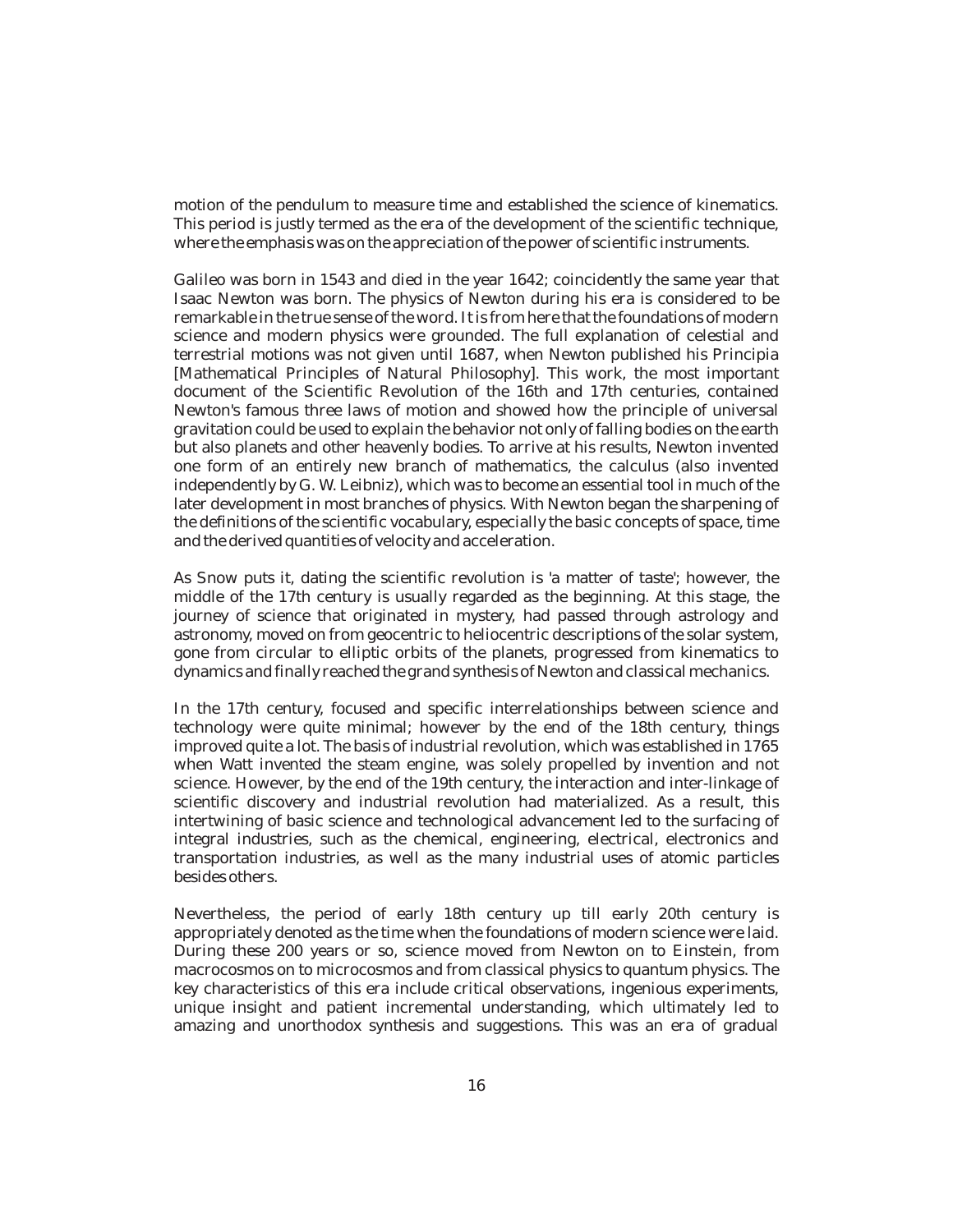motion of the pendulum to measure time and established the science of kinematics. This period is justly termed as the era of the development of the scientific technique, where the emphasis was on the appreciation of the power of scientific instruments.

Galileo was born in 1543 and died in the year 1642; coincidently the same year that Isaac Newton was born. The physics of Newton during his era is considered to be remarkable in the true sense of the word. It is from here that the foundations of modern science and modern physics were grounded. The full explanation of celestial and terrestrial motions was not given until 1687, when Newton published his Principia [Mathematical Principles of Natural Philosophy]. This work, the most important document of the Scientific Revolution of the 16th and 17th centuries, contained Newton's famous three laws of motion and showed how the principle of universal gravitation could be used to explain the behavior not only of falling bodies on the earth but also planets and other heavenly bodies. To arrive at his results, Newton invented one form of an entirely new branch of mathematics, the calculus (also invented independently by G. W. Leibniz), which was to become an essential tool in much of the later development in most branches of physics. With Newton began the sharpening of the definitions of the scientific vocabulary, especially the basic concepts of space, time and the derived quantities of velocity and acceleration.

As Snow puts it, dating the scientific revolution is 'a matter of taste'; however, the middle of the 17th century is usually regarded as the beginning. At this stage, the journey of science that originated in mystery, had passed through astrology and astronomy, moved on from geocentric to heliocentric descriptions of the solar system, gone from circular to elliptic orbits of the planets, progressed from kinematics to dynamics and finally reached the grand synthesis of Newton and classical mechanics.

In the 17th century, focused and specific interrelationships between science and technology were quite minimal; however by the end of the 18th century, things improved quite a lot. The basis of industrial revolution, which was established in 1765 when Watt invented the steam engine, was solely propelled by invention and not science. However, by the end of the 19th century, the interaction and inter-linkage of scientific discovery and industrial revolution had materialized. As a result, this intertwining of basic science and technological advancement led to the surfacing of integral industries, such as the chemical, engineering, electrical, electronics and transportation industries, as well as the many industrial uses of atomic particles besides others.

Nevertheless, the period of early 18th century up till early 20th century is appropriately denoted as the time when the foundations of modern science were laid. During these 200 years or so, science moved from Newton on to Einstein, from macrocosmos on to microcosmos and from classical physics to quantum physics. The key characteristics of this era include critical observations, ingenious experiments, unique insight and patient incremental understanding, which ultimately led to amazing and unorthodox synthesis and suggestions. This was an era of gradual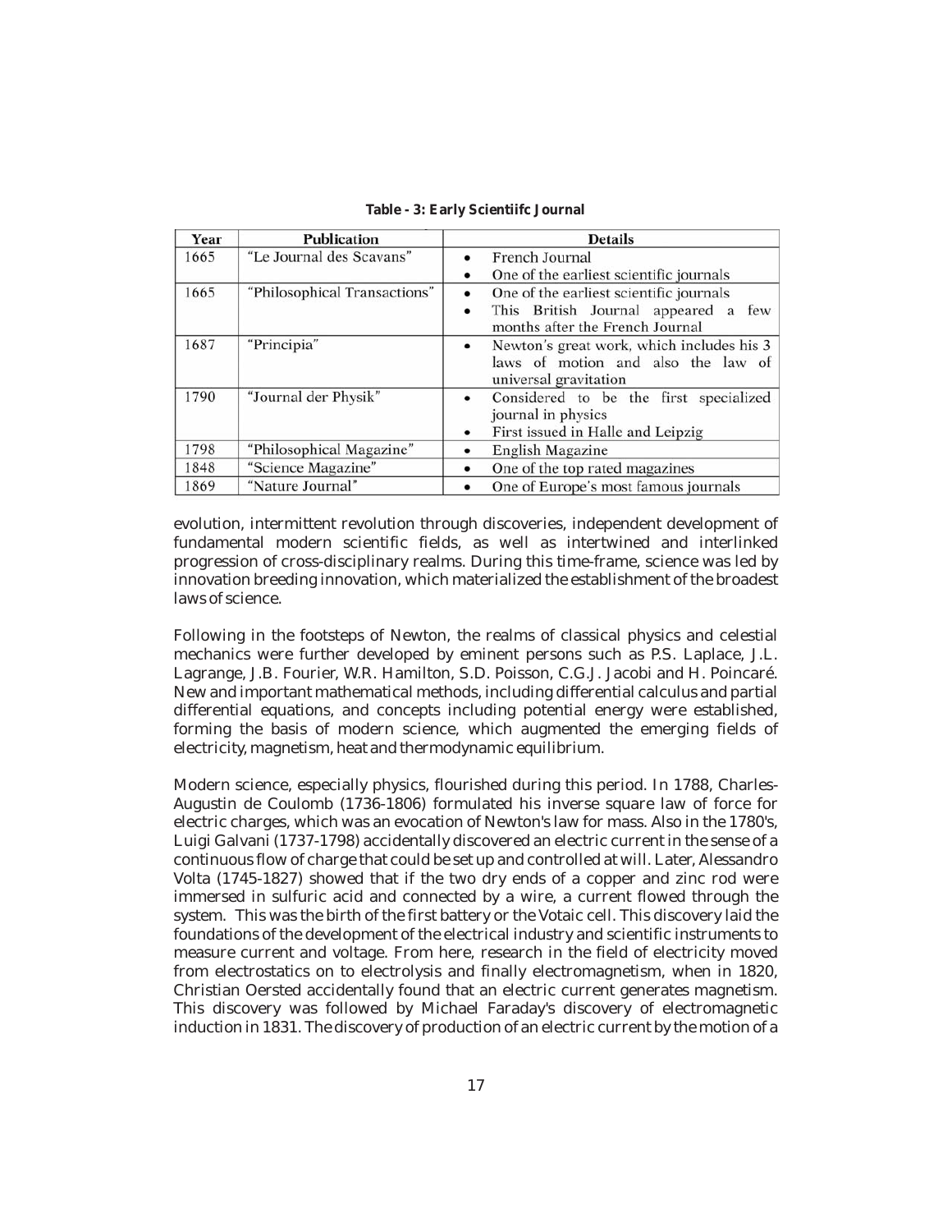**Table - 3: Early Scientiifc Journal**

| Year | Publication | Details |
|---|---|---|
| 1665 | "Le Journal des Scavans" | • French Journal<br>• One of the earliest scientific journals |
| 1665 | "Philosophical Transactions" | • One of the earliest scientific journals<br>• This British Journal appeared a few months after the French Journal |
| 1687 | "Principia" | • Newton's great work, which includes his 3 laws of motion and also the law of universal gravitation |
| 1790 | "Journal der Physik" | • Considered to be the first specialized journal in physics<br>• First issued in Halle and Leipzig |
| 1798 | "Philosophical Magazine" | • English Magazine |
| 1848 | "Science Magazine" | • One of the top rated magazines |
| 1869 | "Nature Journal" | • One of Europe's most famous journals |

evolution, intermittent revolution through discoveries, independent development of fundamental modern scientific fields, as well as intertwined and interlinked progression of cross-disciplinary realms. During this time-frame, science was led by innovation breeding innovation, which materialized the establishment of the broadest laws of science.

Following in the footsteps of Newton, the realms of classical physics and celestial mechanics were further developed by eminent persons such as P.S. Laplace, J.L. Lagrange, J.B. Fourier, W.R. Hamilton, S.D. Poisson, C.G.J. Jacobi and H. Poincaré. New and important mathematical methods, including differential calculus and partial differential equations, and concepts including potential energy were established, forming the basis of modern science, which augmented the emerging fields of electricity, magnetism, heat and thermodynamic equilibrium.

Modern science, especially physics, flourished during this period. In 1788, Charles-Augustin de Coulomb (1736-1806) formulated his inverse square law of force for electric charges, which was an evocation of Newton's law for mass. Also in the 1780's, Luigi Galvani (1737-1798) accidentally discovered an electric current in the sense of a continuous flow of charge that could be set up and controlled at will. Later, Alessandro Volta (1745-1827) showed that if the two dry ends of a copper and zinc rod were immersed in sulfuric acid and connected by a wire, a current flowed through the system. This was the birth of the first battery or the Votaic cell. This discovery laid the foundations of the development of the electrical industry and scientific instruments to measure current and voltage. From here, research in the field of electricity moved from electrostatics on to electrolysis and finally electromagnetism, when in 1820, Christian Oersted accidentally found that an electric current generates magnetism. This discovery was followed by Michael Faraday's discovery of electromagnetic induction in 1831. The discovery of production of an electric current by the motion of a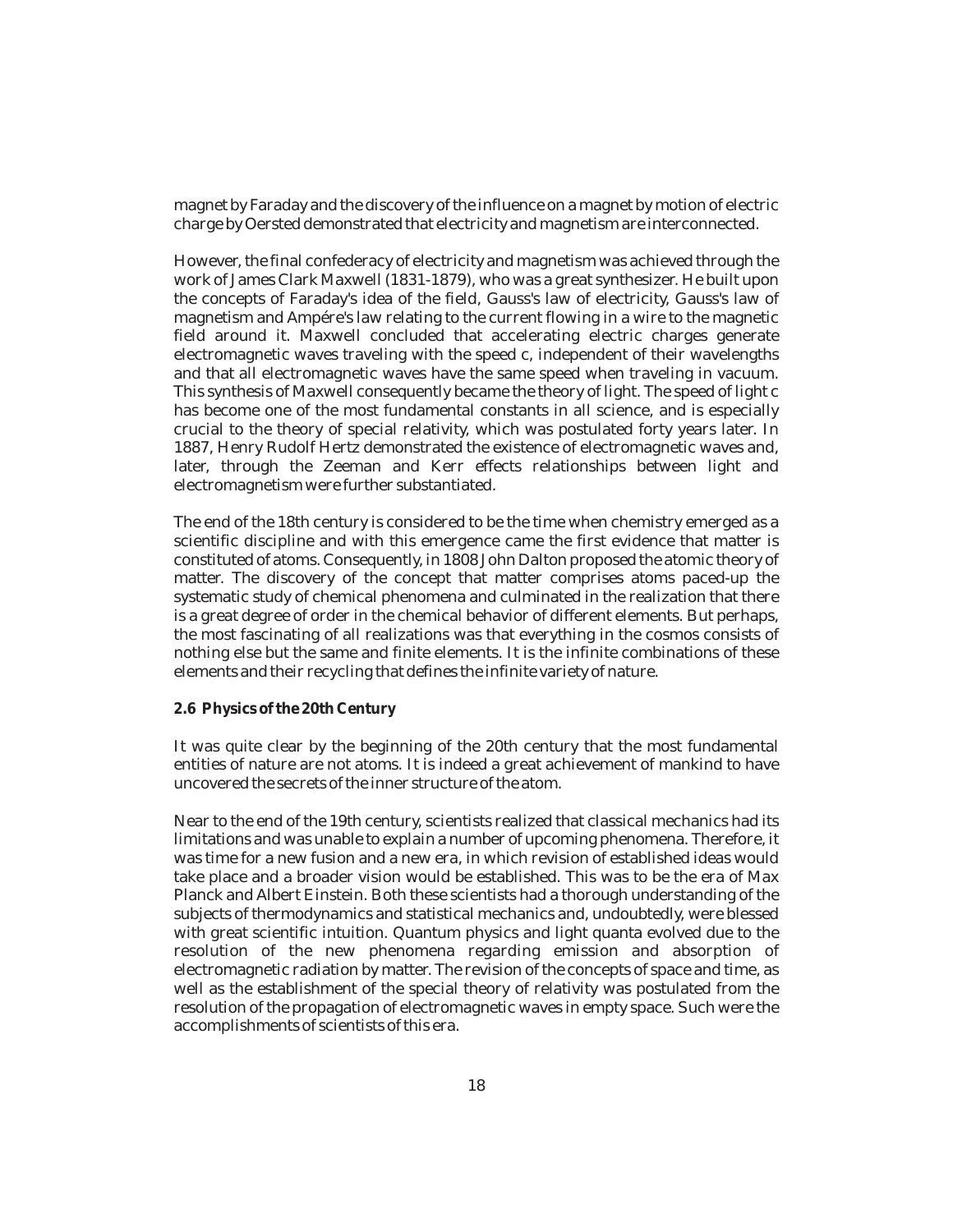magnet by Faraday and the discovery of the influence on a magnet by motion of electric charge by Oersted demonstrated that electricity and magnetism are interconnected.

However, the final confederacy of electricity and magnetism was achieved through the work of James Clark Maxwell (1831-1879), who was a great synthesizer. He built upon the concepts of Faraday's idea of the field, Gauss's law of electricity, Gauss's law of magnetism and Ampére's law relating to the current flowing in a wire to the magnetic field around it. Maxwell concluded that accelerating electric charges generate electromagnetic waves traveling with the speed c, independent of their wavelengths and that all electromagnetic waves have the same speed when traveling in vacuum. This synthesis of Maxwell consequently became the theory of light. The speed of light c has become one of the most fundamental constants in all science, and is especially crucial to the theory of special relativity, which was postulated forty years later. In 1887, Henry Rudolf Hertz demonstrated the existence of electromagnetic waves and, later, through the Zeeman and Kerr effects relationships between light and electromagnetism were further substantiated.

The end of the 18th century is considered to be the time when chemistry emerged as a scientific discipline and with this emergence came the first evidence that matter is constituted of atoms. Consequently, in 1808 John Dalton proposed the atomic theory of matter. The discovery of the concept that matter comprises atoms paced-up the systematic study of chemical phenomena and culminated in the realization that there is a great degree of order in the chemical behavior of different elements. But perhaps, the most fascinating of all realizations was that everything in the cosmos consists of nothing else but the same and finite elements. It is the infinite combinations of these elements and their recycling that defines the infinite variety of nature.

### 2.6 Physics of the 20th Century

It was quite clear by the beginning of the 20th century that the most fundamental entities of nature are not atoms. It is indeed a great achievement of mankind to have uncovered the secrets of the inner structure of the atom.

Near to the end of the 19th century, scientists realized that classical mechanics had its limitations and was unable to explain a number of upcoming phenomena. Therefore, it was time for a new fusion and a new era, in which revision of established ideas would take place and a broader vision would be established. This was to be the era of Max Planck and Albert Einstein. Both these scientists had a thorough understanding of the subjects of thermodynamics and statistical mechanics and, undoubtedly, were blessed with great scientific intuition. Quantum physics and light quanta evolved due to the resolution of the new phenomena regarding emission and absorption of electromagnetic radiation by matter. The revision of the concepts of space and time, as well as the establishment of the special theory of relativity was postulated from the resolution of the propagation of electromagnetic waves in empty space. Such were the accomplishments of scientists of this era.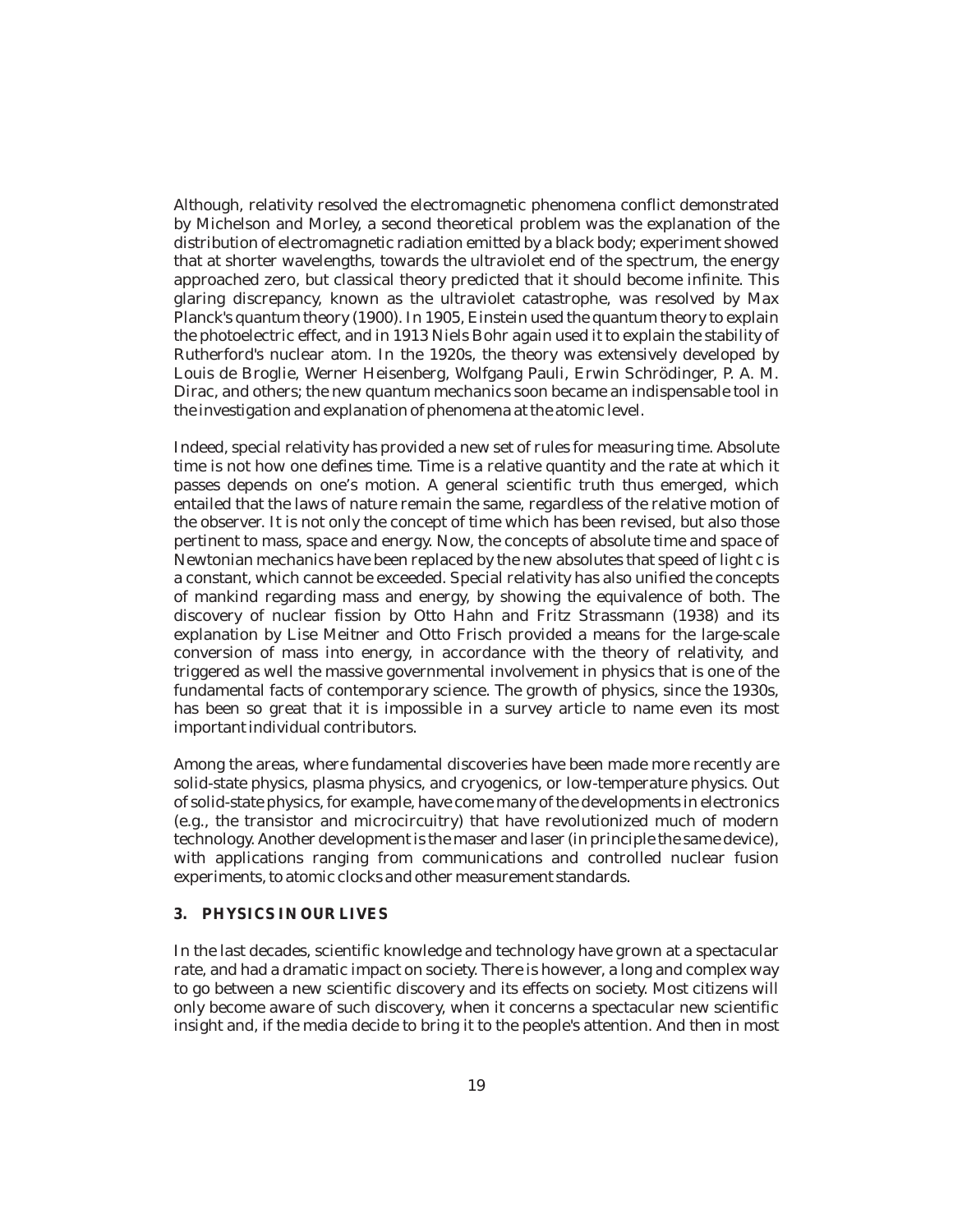Although, relativity resolved the electromagnetic phenomena conflict demonstrated by Michelson and Morley, a second theoretical problem was the explanation of the distribution of electromagnetic radiation emitted by a black body; experiment showed that at shorter wavelengths, towards the ultraviolet end of the spectrum, the energy approached zero, but classical theory predicted that it should become infinite. This glaring discrepancy, known as the ultraviolet catastrophe, was resolved by Max Planck's quantum theory (1900). In 1905, Einstein used the quantum theory to explain the photoelectric effect, and in 1913 Niels Bohr again used it to explain the stability of Rutherford's nuclear atom. In the 1920s, the theory was extensively developed by Louis de Broglie, Werner Heisenberg, Wolfgang Pauli, Erwin Schrödinger, P. A. M. Dirac, and others; the new quantum mechanics soon became an indispensable tool in the investigation and explanation of phenomena at the atomic level.

Indeed, special relativity has provided a new set of rules for measuring time. Absolute time is not how one defines time. Time is a relative quantity and the rate at which it passes depends on one's motion. A general scientific truth thus emerged, which entailed that the laws of nature remain the same, regardless of the relative motion of the observer. It is not only the concept of time which has been revised, but also those pertinent to mass, space and energy. Now, the concepts of absolute time and space of Newtonian mechanics have been replaced by the new absolutes that speed of light c is a constant, which cannot be exceeded. Special relativity has also unified the concepts of mankind regarding mass and energy, by showing the equivalence of both. The discovery of nuclear fission by Otto Hahn and Fritz Strassmann (1938) and its explanation by Lise Meitner and Otto Frisch provided a means for the large-scale conversion of mass into energy, in accordance with the theory of relativity, and triggered as well the massive governmental involvement in physics that is one of the fundamental facts of contemporary science. The growth of physics, since the 1930s, has been so great that it is impossible in a survey article to name even its most important individual contributors.

Among the areas, where fundamental discoveries have been made more recently are solid-state physics, plasma physics, and cryogenics, or low-temperature physics. Out of solid-state physics, for example, have come many of the developments in electronics (e.g., the transistor and microcircuitry) that have revolutionized much of modern technology. Another development is the maser and laser (in principle the same device), with applications ranging from communications and controlled nuclear fusion experiments, to atomic clocks and other measurement standards.

## 3. PHYSICS IN OUR LIVES

In the last decades, scientific knowledge and technology have grown at a spectacular rate, and had a dramatic impact on society. There is however, a long and complex way to go between a new scientific discovery and its effects on society. Most citizens will only become aware of such discovery, when it concerns a spectacular new scientific insight and, if the media decide to bring it to the people's attention. And then in most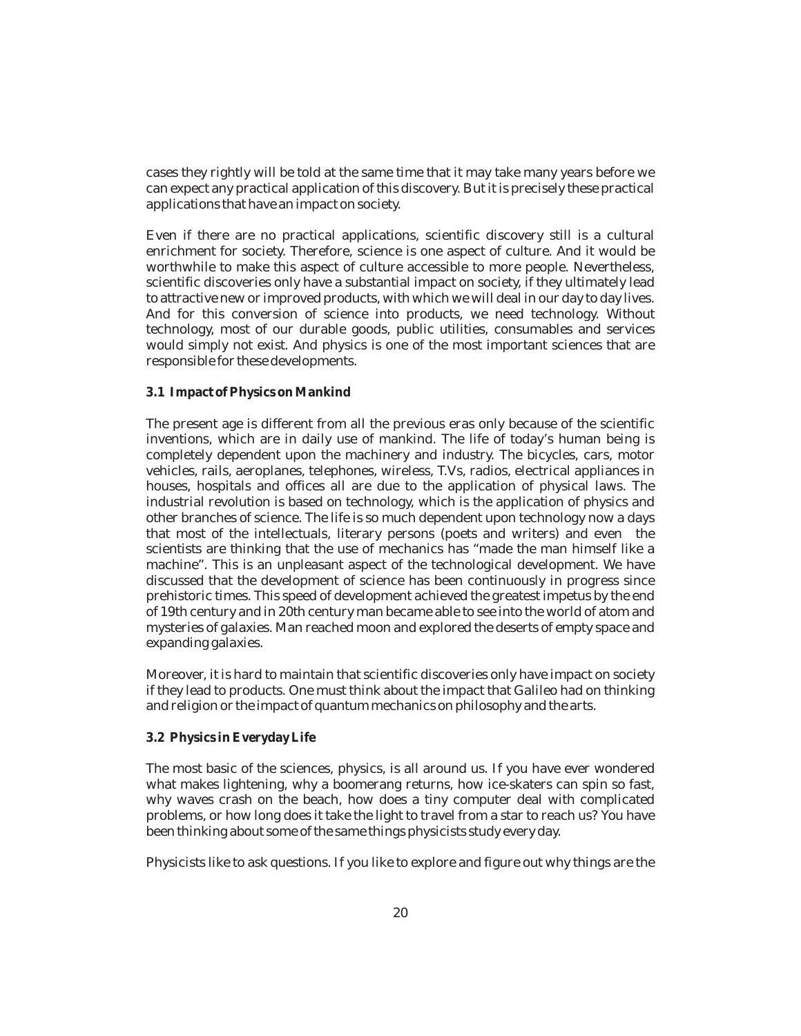cases they rightly will be told at the same time that it may take many years before we can expect any practical application of this discovery. But it is precisely these practical applications that have an impact on society.

Even if there are no practical applications, scientific discovery still is a cultural enrichment for society. Therefore, science is one aspect of culture. And it would be worthwhile to make this aspect of culture accessible to more people. Nevertheless, scientific discoveries only have a substantial impact on society, if they ultimately lead to attractive new or improved products, with which we will deal in our day to day lives. And for this conversion of science into products, we need technology. Without technology, most of our durable goods, public utilities, consumables and services would simply not exist. And physics is one of the most important sciences that are responsible for these developments.

### 3.1 Impact of Physics on Mankind

The present age is different from all the previous eras only because of the scientific inventions, which are in daily use of mankind. The life of today's human being is completely dependent upon the machinery and industry. The bicycles, cars, motor vehicles, rails, aeroplanes, telephones, wireless, T.Vs, radios, electrical appliances in houses, hospitals and offices all are due to the application of physical laws. The industrial revolution is based on technology, which is the application of physics and other branches of science. The life is so much dependent upon technology now a days that most of the intellectuals, literary persons (poets and writers) and even the scientists are thinking that the use of mechanics has "made the man himself like a machine". This is an unpleasant aspect of the technological development. We have discussed that the development of science has been continuously in progress since prehistoric times. This speed of development achieved the greatest impetus by the end of 19th century and in 20th century man became able to see into the world of atom and mysteries of galaxies. Man reached moon and explored the deserts of empty space and expanding galaxies.

Moreover, it is hard to maintain that scientific discoveries only have impact on society if they lead to products. One must think about the impact that Galileo had on thinking and religion or the impact of quantum mechanics on philosophy and the arts.

### 3.2 Physics in Everyday Life

The most basic of the sciences, physics, is all around us. If you have ever wondered what makes lightening, why a boomerang returns, how ice-skaters can spin so fast, why waves crash on the beach, how does a tiny computer deal with complicated problems, or how long does it take the light to travel from a star to reach us? You have been thinking about some of the same things physicists study every day.

Physicists like to ask questions. If you like to explore and figure out why things are the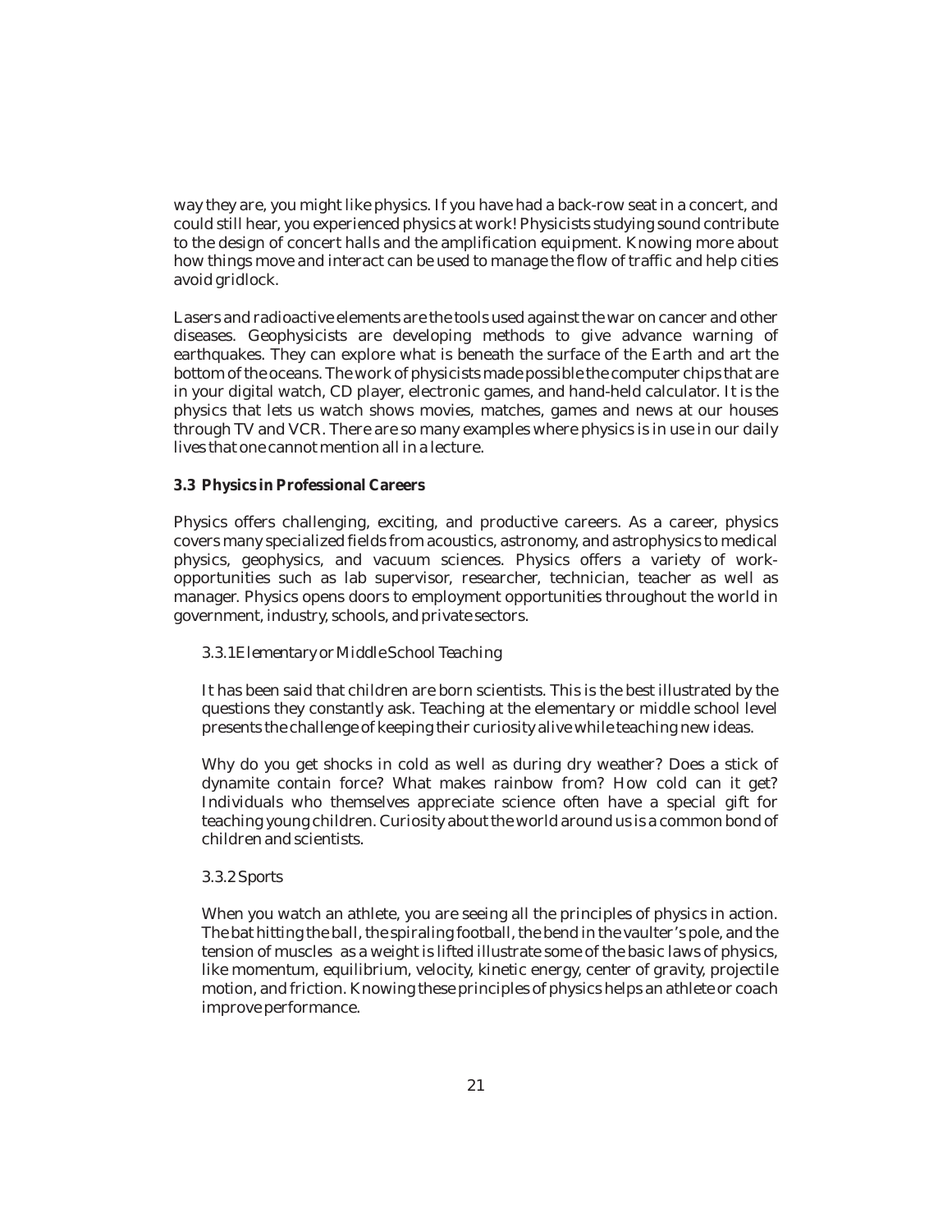way they are, you might like physics. If you have had a back-row seat in a concert, and could still hear, you experienced physics at work! Physicists studying sound contribute to the design of concert halls and the amplification equipment. Knowing more about how things move and interact can be used to manage the flow of traffic and help cities avoid gridlock.

Lasers and radioactive elements are the tools used against the war on cancer and other diseases. Geophysicists are developing methods to give advance warning of earthquakes. They can explore what is beneath the surface of the Earth and art the bottom of the oceans. The work of physicists made possible the computer chips that are in your digital watch, CD player, electronic games, and hand-held calculator. It is the physics that lets us watch shows movies, matches, games and news at our houses through TV and VCR. There are so many examples where physics is in use in our daily lives that one cannot mention all in a lecture.

### 3.3 Physics in Professional Careers

Physics offers challenging, exciting, and productive careers. As a career, physics covers many specialized fields from acoustics, astronomy, and astrophysics to medical physics, geophysics, and vacuum sciences. Physics offers a variety of work-opportunities such as lab supervisor, researcher, technician, teacher as well as manager. Physics opens doors to employment opportunities throughout the world in government, industry, schools, and private sectors.

#### *3.3.1 Elementary or Middle School Teaching*

It has been said that children are born scientists. This is the best illustrated by the questions they constantly ask. Teaching at the elementary or middle school level presents the challenge of keeping their curiosity alive while teaching new ideas.

Why do you get shocks in cold as well as during dry weather? Does a stick of dynamite contain force? What makes rainbow from? How cold can it get? Individuals who themselves appreciate science often have a special gift for teaching young children. Curiosity about the world around us is a common bond of children and scientists.

#### *3.3.2 Sports*

When you watch an athlete, you are seeing all the principles of physics in action. The bat hitting the ball, the spiraling football, the bend in the vaulter's pole, and the tension of muscles as a weight is lifted illustrate some of the basic laws of physics, like momentum, equilibrium, velocity, kinetic energy, center of gravity, projectile motion, and friction. Knowing these principles of physics helps an athlete or coach improve performance.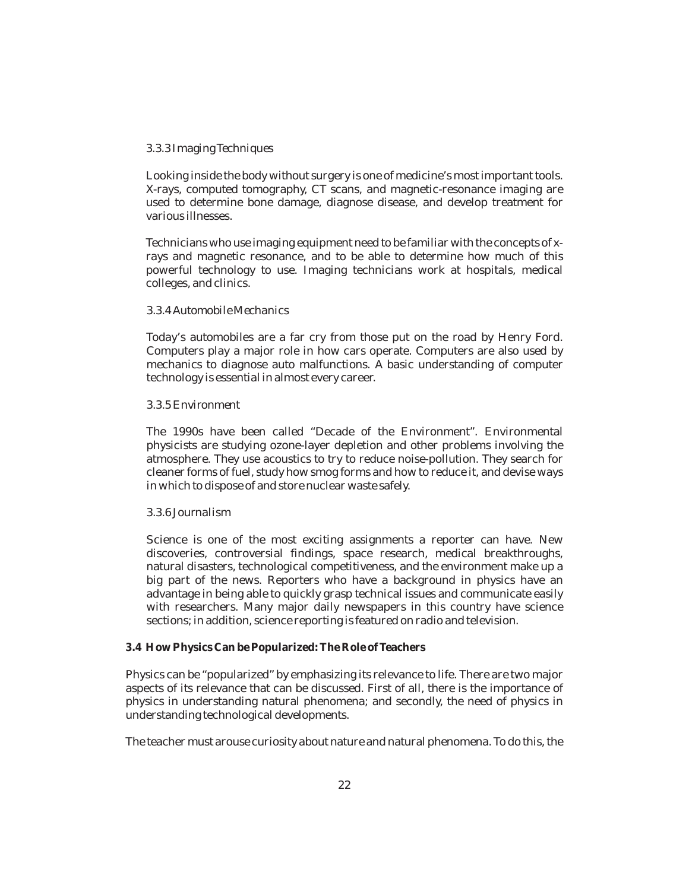### 3.3.3 Imaging Techniques

Looking inside the body without surgery is one of medicine's most important tools. X-rays, computed tomography, CT scans, and magnetic-resonance imaging are used to determine bone damage, diagnose disease, and develop treatment for various illnesses.

Technicians who use imaging equipment need to be familiar with the concepts of x-rays and magnetic resonance, and to be able to determine how much of this powerful technology to use. Imaging technicians work at hospitals, medical colleges, and clinics.

### 3.3.4 Automobile Mechanics

Today's automobiles are a far cry from those put on the road by Henry Ford. Computers play a major role in how cars operate. Computers are also used by mechanics to diagnose auto malfunctions. A basic understanding of computer technology is essential in almost every career.

### 3.3.5 Environment

The 1990s have been called "Decade of the Environment". Environmental physicists are studying ozone-layer depletion and other problems involving the atmosphere. They use acoustics to try to reduce noise-pollution. They search for cleaner forms of fuel, study how smog forms and how to reduce it, and devise ways in which to dispose of and store nuclear waste safely.

### 3.3.6 Journalism

Science is one of the most exciting assignments a reporter can have. New discoveries, controversial findings, space research, medical breakthroughs, natural disasters, technological competitiveness, and the environment make up a big part of the news. Reporters who have a background in physics have an advantage in being able to quickly grasp technical issues and communicate easily with researchers. Many major daily newspapers in this country have science sections; in addition, science reporting is featured on radio and television.

## 3.4 How Physics Can be Popularized: The Role of Teachers

Physics can be "popularized" by emphasizing its relevance to life. There are two major aspects of its relevance that can be discussed. First of all, there is the importance of physics in understanding natural phenomena; and secondly, the need of physics in understanding technological developments.

The teacher must arouse curiosity about nature and natural phenomena. To do this, the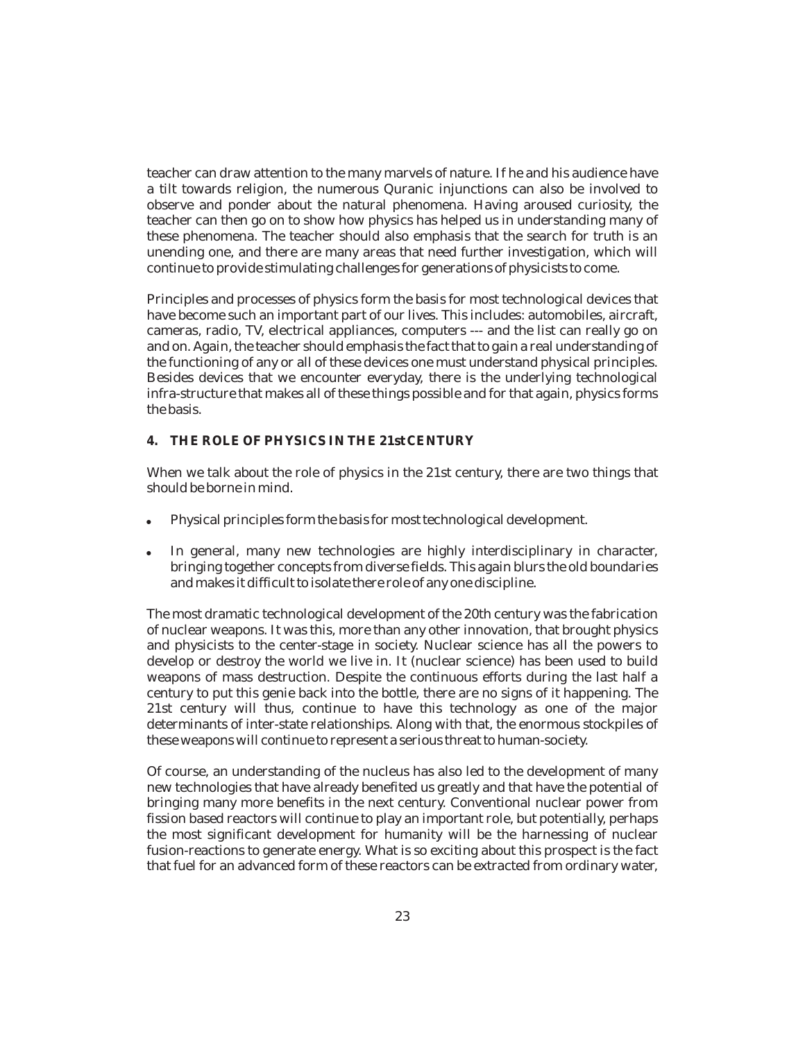teacher can draw attention to the many marvels of nature. If he and his audience have a tilt towards religion, the numerous Quranic injunctions can also be involved to observe and ponder about the natural phenomena. Having aroused curiosity, the teacher can then go on to show how physics has helped us in understanding many of these phenomena. The teacher should also emphasis that the search for truth is an unending one, and there are many areas that need further investigation, which will continue to provide stimulating challenges for generations of physicists to come.

Principles and processes of physics form the basis for most technological devices that have become such an important part of our lives. This includes: automobiles, aircraft, cameras, radio, TV, electrical appliances, computers --- and the list can really go on and on. Again, the teacher should emphasis the fact that to gain a real understanding of the functioning of any or all of these devices one must understand physical principles. Besides devices that we encounter everyday, there is the underlying technological infra-structure that makes all of these things possible and for that again, physics forms the basis.

## 4. THE ROLE OF PHYSICS IN THE 21st CENTURY

When we talk about the role of physics in the 21st century, there are two things that should be borne in mind.

- Physical principles form the basis for most technological development.
- In general, many new technologies are highly interdisciplinary in character, bringing together concepts from diverse fields. This again blurs the old boundaries and makes it difficult to isolate there role of any one discipline.

The most dramatic technological development of the 20th century was the fabrication of nuclear weapons. It was this, more than any other innovation, that brought physics and physicists to the center-stage in society. Nuclear science has all the powers to develop or destroy the world we live in. It (nuclear science) has been used to build weapons of mass destruction. Despite the continuous efforts during the last half a century to put this genie back into the bottle, there are no signs of it happening. The 21st century will thus, continue to have this technology as one of the major determinants of inter-state relationships. Along with that, the enormous stockpiles of these weapons will continue to represent a serious threat to human-society.

Of course, an understanding of the nucleus has also led to the development of many new technologies that have already benefited us greatly and that have the potential of bringing many more benefits in the next century. Conventional nuclear power from fission based reactors will continue to play an important role, but potentially, perhaps the most significant development for humanity will be the harnessing of nuclear fusion-reactions to generate energy. What is so exciting about this prospect is the fact that fuel for an advanced form of these reactors can be extracted from ordinary water,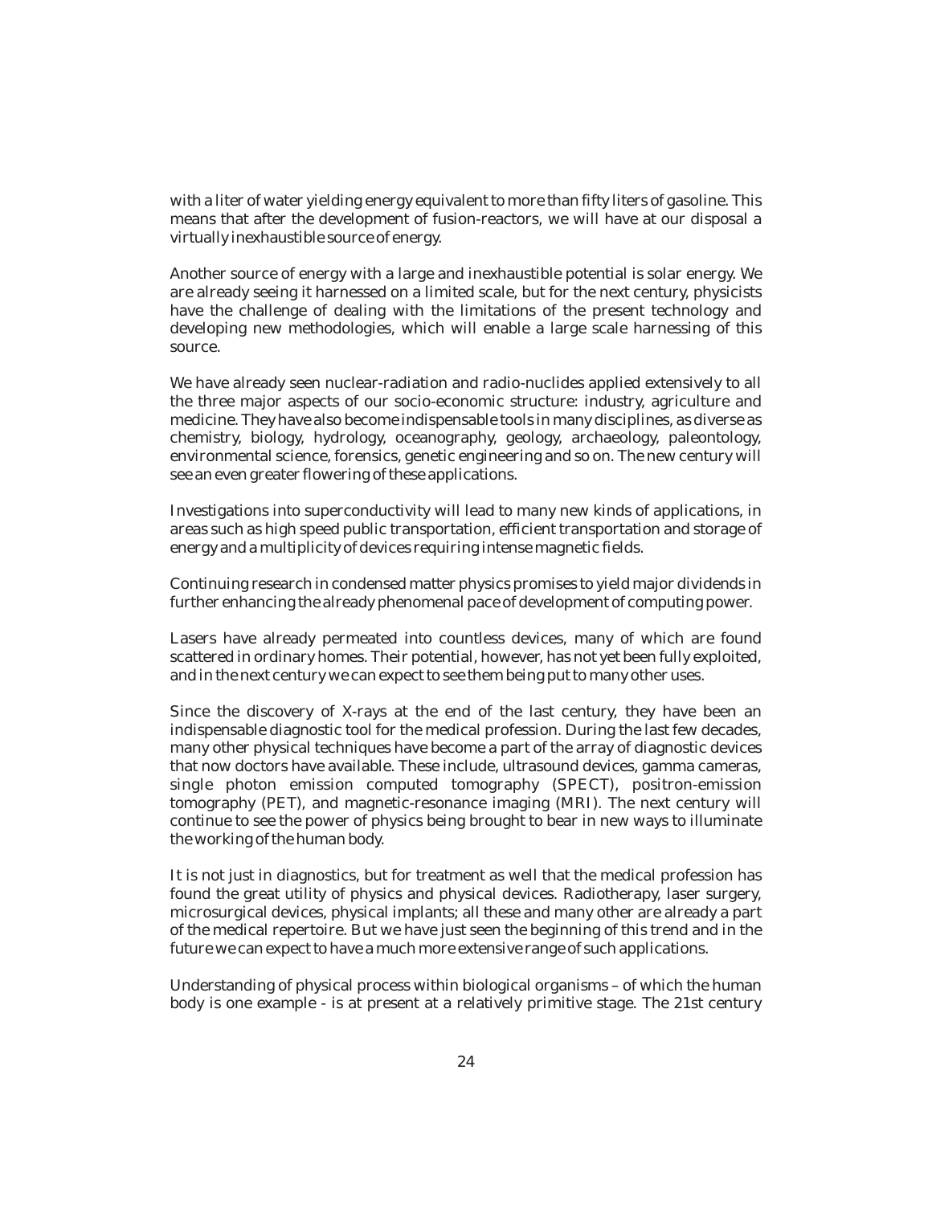with a liter of water yielding energy equivalent to more than fifty liters of gasoline. This means that after the development of fusion-reactors, we will have at our disposal a virtually inexhaustible source of energy.

Another source of energy with a large and inexhaustible potential is solar energy. We are already seeing it harnessed on a limited scale, but for the next century, physicists have the challenge of dealing with the limitations of the present technology and developing new methodologies, which will enable a large scale harnessing of this source.

We have already seen nuclear-radiation and radio-nuclides applied extensively to all the three major aspects of our socio-economic structure: industry, agriculture and medicine. They have also become indispensable tools in many disciplines, as diverse as chemistry, biology, hydrology, oceanography, geology, archaeology, paleontology, environmental science, forensics, genetic engineering and so on. The new century will see an even greater flowering of these applications.

Investigations into superconductivity will lead to many new kinds of applications, in areas such as high speed public transportation, efficient transportation and storage of energy and a multiplicity of devices requiring intense magnetic fields.

Continuing research in condensed matter physics promises to yield major dividends in further enhancing the already phenomenal pace of development of computing power.

Lasers have already permeated into countless devices, many of which are found scattered in ordinary homes. Their potential, however, has not yet been fully exploited, and in the next century we can expect to see them being put to many other uses.

Since the discovery of X-rays at the end of the last century, they have been an indispensable diagnostic tool for the medical profession. During the last few decades, many other physical techniques have become a part of the array of diagnostic devices that now doctors have available. These include, ultrasound devices, gamma cameras, single photon emission computed tomography (SPECT), positron-emission tomography (PET), and magnetic-resonance imaging (MRI). The next century will continue to see the power of physics being brought to bear in new ways to illuminate the working of the human body.

It is not just in diagnostics, but for treatment as well that the medical profession has found the great utility of physics and physical devices. Radiotherapy, laser surgery, microsurgical devices, physical implants; all these and many other are already a part of the medical repertoire. But we have just seen the beginning of this trend and in the future we can expect to have a much more extensive range of such applications.

Understanding of physical process within biological organisms – of which the human body is one example - is at present at a relatively primitive stage. The 21st century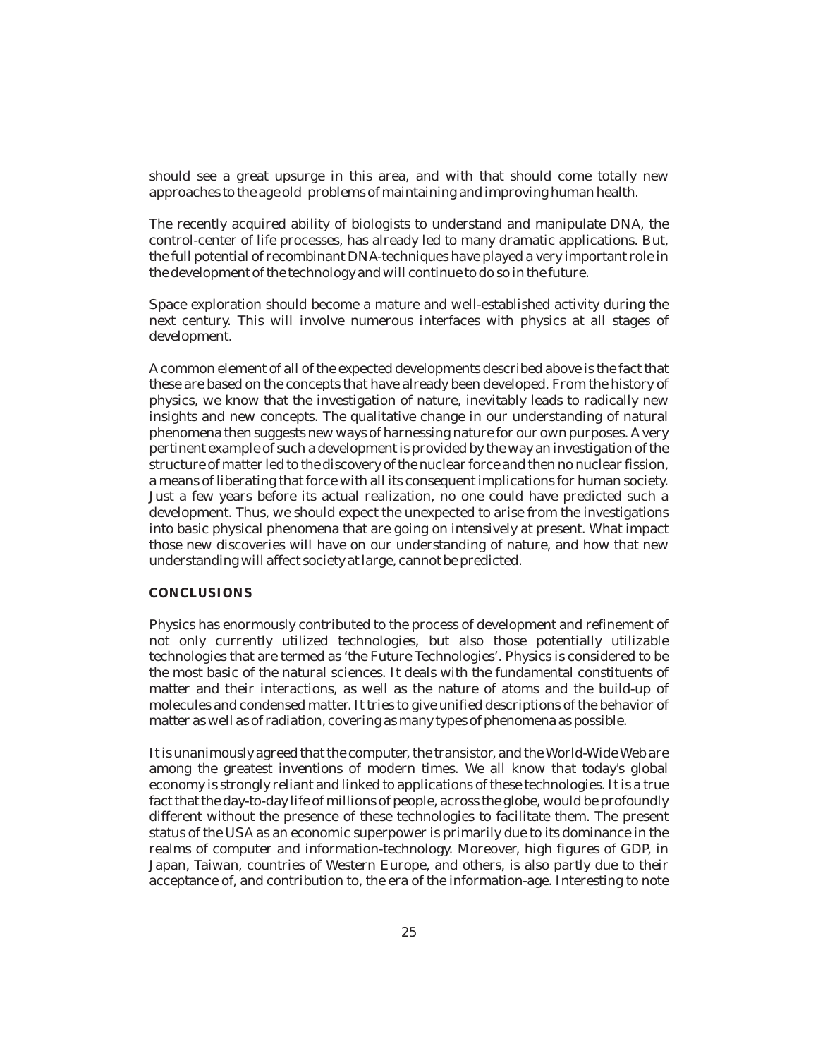should see a great upsurge in this area, and with that should come totally new approaches to the age old problems of maintaining and improving human health.

The recently acquired ability of biologists to understand and manipulate DNA, the control-center of life processes, has already led to many dramatic applications. But, the full potential of recombinant DNA-techniques have played a very important role in the development of the technology and will continue to do so in the future.

Space exploration should become a mature and well-established activity during the next century. This will involve numerous interfaces with physics at all stages of development.

A common element of all of the expected developments described above is the fact that these are based on the concepts that have already been developed. From the history of physics, we know that the investigation of nature, inevitably leads to radically new insights and new concepts. The qualitative change in our understanding of natural phenomena then suggests new ways of harnessing nature for our own purposes. A very pertinent example of such a development is provided by the way an investigation of the structure of matter led to the discovery of the nuclear force and then no nuclear fission, a means of liberating that force with all its consequent implications for human society. Just a few years before its actual realization, no one could have predicted such a development. Thus, we should expect the unexpected to arise from the investigations into basic physical phenomena that are going on intensively at present. What impact those new discoveries will have on our understanding of nature, and how that new understanding will affect society at large, cannot be predicted.

## CONCLUSIONS

Physics has enormously contributed to the process of development and refinement of not only currently utilized technologies, but also those potentially utilizable technologies that are termed as 'the Future Technologies'. Physics is considered to be the most basic of the natural sciences. It deals with the fundamental constituents of matter and their interactions, as well as the nature of atoms and the build-up of molecules and condensed matter. It tries to give unified descriptions of the behavior of matter as well as of radiation, covering as many types of phenomena as possible.

It is unanimously agreed that the computer, the transistor, and the World-Wide Web are among the greatest inventions of modern times. We all know that today's global economy is strongly reliant and linked to applications of these technologies. It is a true fact that the day-to-day life of millions of people, across the globe, would be profoundly different without the presence of these technologies to facilitate them. The present status of the USA as an economic superpower is primarily due to its dominance in the realms of computer and information-technology. Moreover, high figures of GDP, in Japan, Taiwan, countries of Western Europe, and others, is also partly due to their acceptance of, and contribution to, the era of the information-age. Interesting to note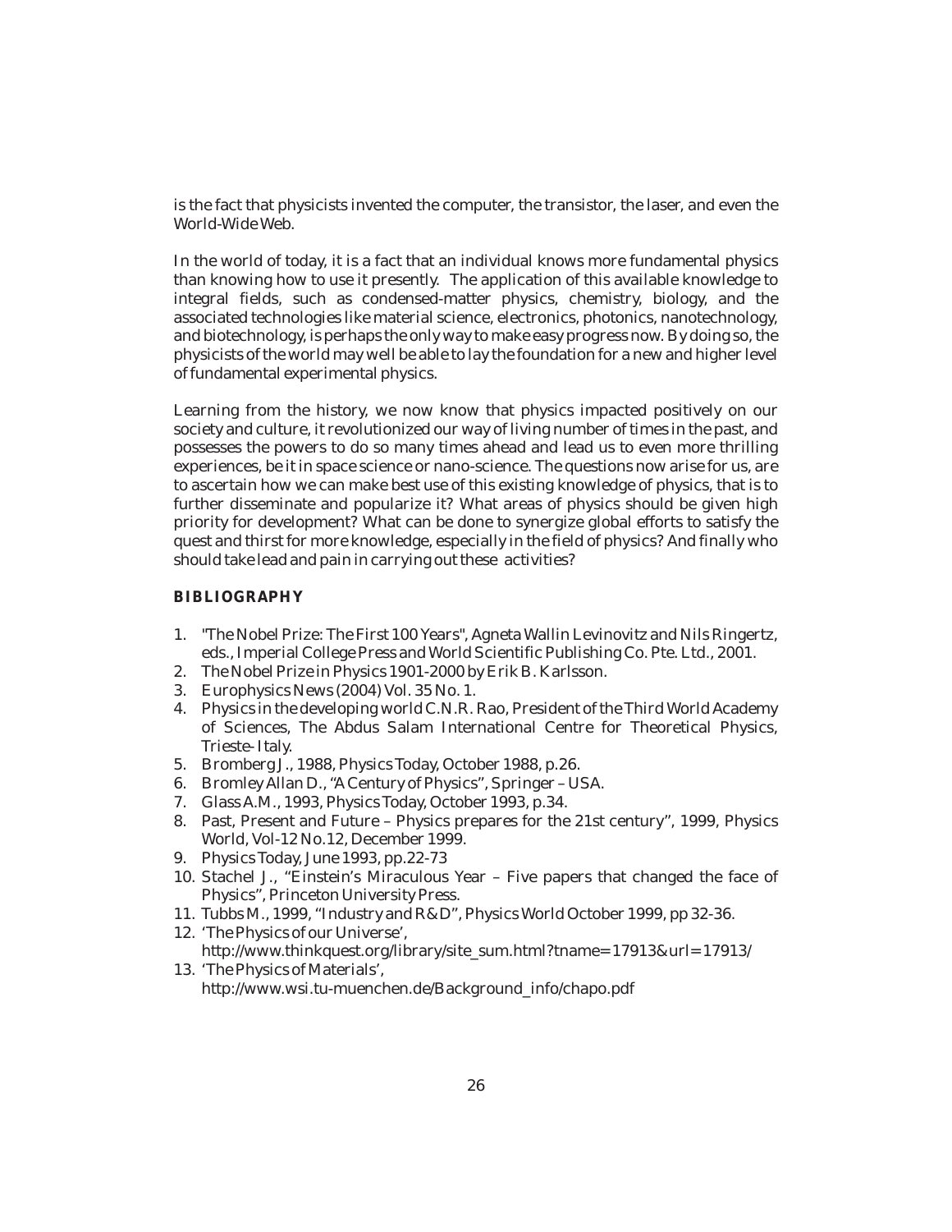is the fact that physicists invented the computer, the transistor, the laser, and even the World-Wide Web.

In the world of today, it is a fact that an individual knows more fundamental physics than knowing how to use it presently. The application of this available knowledge to integral fields, such as condensed-matter physics, chemistry, biology, and the associated technologies like material science, electronics, photonics, nanotechnology, and biotechnology, is perhaps the only way to make easy progress now. By doing so, the physicists of the world may well be able to lay the foundation for a new and higher level of fundamental experimental physics.

Learning from the history, we now know that physics impacted positively on our society and culture, it revolutionized our way of living number of times in the past, and possesses the powers to do so many times ahead and lead us to even more thrilling experiences, be it in space science or nano-science. The questions now arise for us, are to ascertain how we can make best use of this existing knowledge of physics, that is to further disseminate and popularize it? What areas of physics should be given high priority for development? What can be done to synergize global efforts to satisfy the quest and thirst for more knowledge, especially in the field of physics? And finally who should take lead and pain in carrying out these activities?

## BIBLIOGRAPHY

1. "The Nobel Prize: The First 100 Years", Agneta Wallin Levinovitz and Nils Ringertz, eds., Imperial College Press and World Scientific Publishing Co. Pte. Ltd., 2001.
2. The Nobel Prize in Physics 1901-2000 by Erik B. Karlsson.
3. Europhysics News (2004) Vol. 35 No. 1.
4. Physics in the developing world C.N.R. Rao, President of the Third World Academy of Sciences, The Abdus Salam International Centre for Theoretical Physics, Trieste- Italy.
5. Bromberg J., 1988, Physics Today, October 1988, p.26.
6. Bromley Allan D., "A Century of Physics", Springer – USA.
7. Glass A.M., 1993, Physics Today, October 1993, p.34.
8. Past, Present and Future – Physics prepares for the 21st century", 1999, Physics World, Vol-12 No.12, December 1999.
9. Physics Today, June 1993, pp.22-73
10. Stachel J., "Einstein's Miraculous Year – Five papers that changed the face of Physics", Princeton University Press.
11. Tubbs M., 1999, "Industry and R&D", Physics World October 1999, pp 32-36.
12. 'The Physics of our Universe', http://www.thinkquest.org/library/site_sum.html?tname=17913&url=17913/
13. 'The Physics of Materials', http://www.wsi.tu-muenchen.de/Background_info/chapo.pdf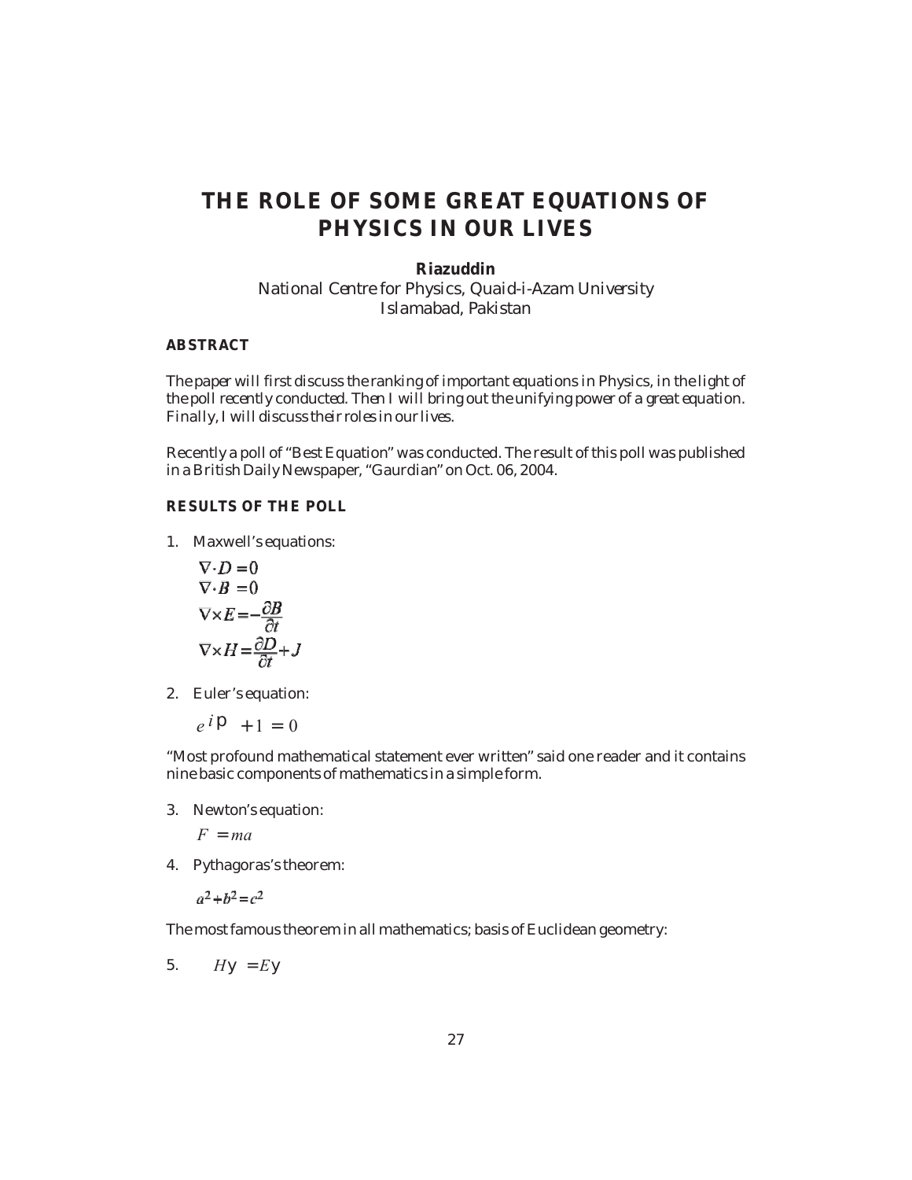# THE ROLE OF SOME GREAT EQUATIONS OF PHYSICS IN OUR LIVES

**Riazuddin**

National Centre for Physics, Quaid-i-Azam University
Islamabad, Pakistan

### ABSTRACT

The paper will first discuss the ranking of important equations in Physics, in the light of the poll recently conducted. Then I will bring out the unifying power of a great equation. Finally, I will discuss their roles in our lives.

Recently a poll of "Best Equation" was conducted. The result of this poll was published in a British Daily Newspaper, "Gaurdian" on Oct. 06, 2004.

### RESULTS OF THE POLL

1. Maxwell's equations:

$$\nabla \cdot D = 0$$
$$\nabla \cdot B = 0$$
$$\nabla \times E = -\frac{\partial B}{\partial t}$$
$$\nabla \times H = \frac{\partial D}{\partial t} + J$$

2. Euler's equation:

$$e^{i\pi} + 1 = 0$$

"Most profound mathematical statement ever written" said one reader and it contains nine basic components of mathematics in a simple form.

3. Newton's equation:

$$F = ma$$

4. Pythagoras's theorem:

$$a^2 + b^2 = c^2$$

The most famous theorem in all mathematics; basis of Euclidean geometry:

5. $H\psi = E\psi$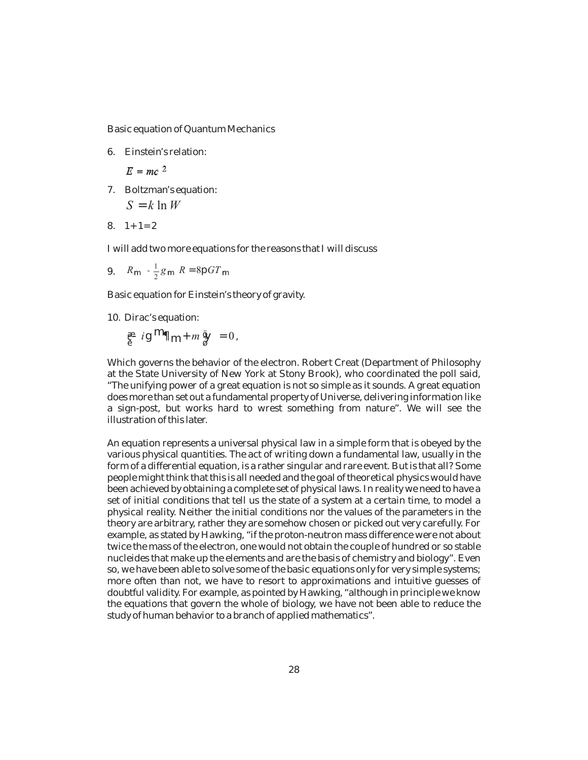Basic equation of Quantum Mechanics

6. Einstein's relation:

   $E = mc^2$

7. Boltzman's equation:

   $S = k \ln W$

8. $1+1=2$

I will add two more equations for the reasons that I will discuss

9. $R_{\mu\nu} - \frac{1}{2} g_{\mu\nu} R = 8\pi G T_{\mu\nu}$

Basic equation for Einstein's theory of gravity.

10. Dirac's equation:

    $\left( i\gamma^{\mu}\partial_{\mu} + m \right)\psi = 0,$

Which governs the behavior of the electron. Robert Creat (Department of Philosophy at the State University of New York at Stony Brook), who coordinated the poll said, "The unifying power of a great equation is not so simple as it sounds. A great equation does more than set out a fundamental property of Universe, delivering information like a sign-post, but works hard to wrest something from nature". We will see the illustration of this later.

An equation represents a universal physical law in a simple form that is obeyed by the various physical quantities. The act of writing down a fundamental law, usually in the form of a differential equation, is a rather singular and rare event. But is that all? Some people might think that this is all needed and the goal of theoretical physics would have been achieved by obtaining a complete set of physical laws. In reality we need to have a set of initial conditions that tell us the state of a system at a certain time, to model a physical reality. Neither the initial conditions nor the values of the parameters in the theory are arbitrary, rather they are somehow chosen or picked out very carefully. For example, as stated by Hawking, "if the proton-neutron mass difference were not about twice the mass of the electron, one would not obtain the couple of hundred or so stable nucleides that make up the elements and are the basis of chemistry and biology". Even so, we have been able to solve some of the basic equations only for very simple systems; more often than not, we have to resort to approximations and intuitive guesses of doubtful validity. For example, as pointed by Hawking, "although in principle we know the equations that govern the whole of biology, we have not been able to reduce the study of human behavior to a branch of applied mathematics".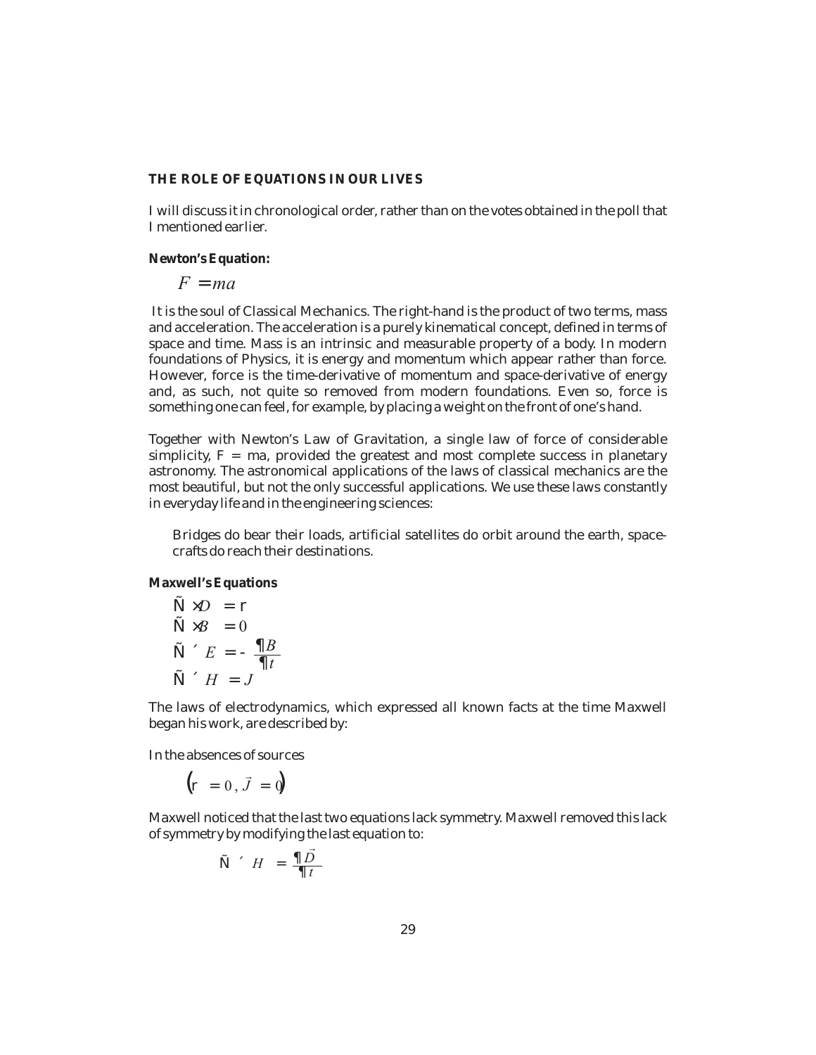**THE ROLE OF EQUATIONS IN OUR LIVES**

I will discuss it in chronological order, rather than on the votes obtained in the poll that I mentioned earlier.

**Newton's Equation:**

$$F = ma$$

It is the soul of Classical Mechanics. The right-hand is the product of two terms, mass and acceleration. The acceleration is a purely kinematical concept, defined in terms of space and time. Mass is an intrinsic and measurable property of a body. In modern foundations of Physics, it is energy and momentum which appear rather than force. However, force is the time-derivative of momentum and space-derivative of energy and, as such, not quite so removed from modern foundations. Even so, force is something one can feel, for example, by placing a weight on the front of one's hand.

Together with Newton's Law of Gravitation, a single law of force of considerable simplicity, F = ma, provided the greatest and most complete success in planetary astronomy. The astronomical applications of the laws of classical mechanics are the most beautiful, but not the only successful applications. We use these laws constantly in everyday life and in the engineering sciences:

> Bridges do bear their loads, artificial satellites do orbit around the earth, space-crafts do reach their destinations.

**Maxwell's Equations**

$$\nabla \cdot D = \rho$$
$$\nabla \cdot B = 0$$
$$\nabla \times E = -\frac{\partial B}{\partial t}$$
$$\nabla \times H = J$$

The laws of electrodynamics, which expressed all known facts at the time Maxwell began his work, are described by:

In the absences of sources

$$\left(\rho = 0, \vec{J} = 0\right)$$

Maxwell noticed that the last two equations lack symmetry. Maxwell removed this lack of symmetry by modifying the last equation to:

$$\nabla \times H = \frac{\partial \vec{D}}{\partial t}$$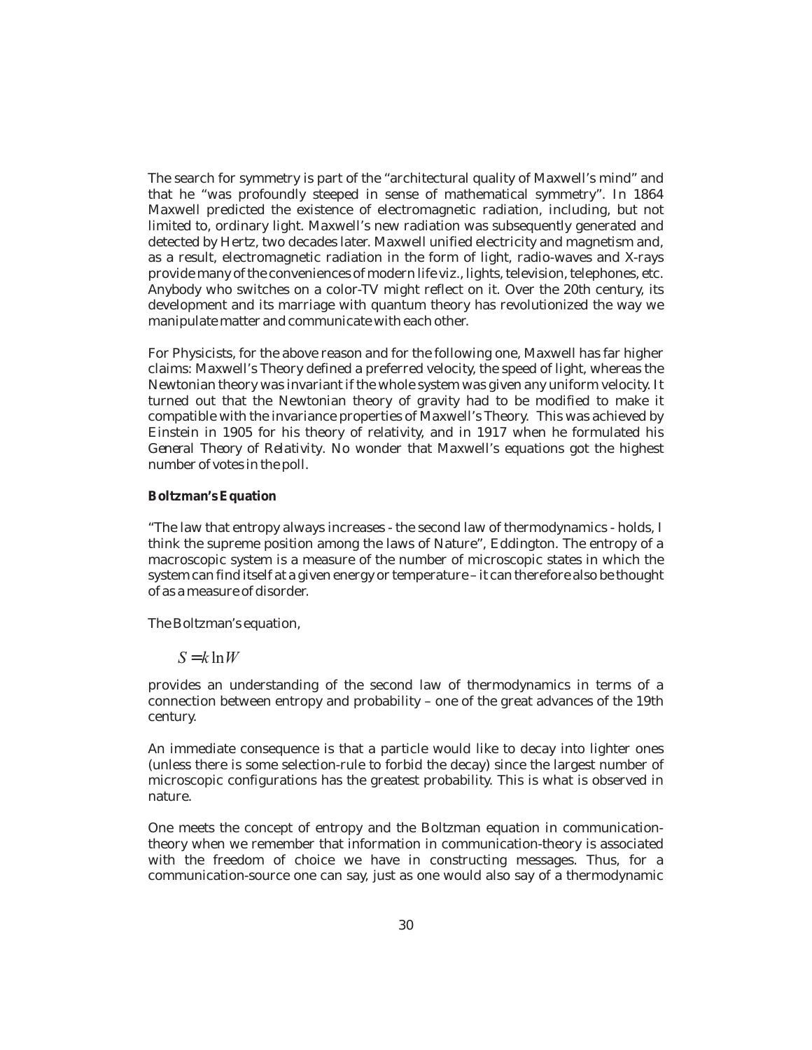The search for symmetry is part of the "architectural quality of Maxwell's mind" and that he "was profoundly steeped in sense of mathematical symmetry". In 1864 Maxwell predicted the existence of electromagnetic radiation, including, but not limited to, ordinary light. Maxwell's new radiation was subsequently generated and detected by Hertz, two decades later. Maxwell unified electricity and magnetism and, as a result, electromagnetic radiation in the form of light, radio-waves and X-rays provide many of the conveniences of modern life viz., lights, television, telephones, etc. Anybody who switches on a color-TV might reflect on it. Over the 20th century, its development and its marriage with quantum theory has revolutionized the way we manipulate matter and communicate with each other.

For Physicists, for the above reason and for the following one, Maxwell has far higher claims: Maxwell's Theory defined a preferred velocity, the speed of light, whereas the Newtonian theory was invariant if the whole system was given any uniform velocity. It turned out that the Newtonian theory of gravity had to be modified to make it compatible with the invariance properties of Maxwell's Theory. This was achieved by Einstein in 1905 for his theory of relativity, and in 1917 when he formulated his *General Theory of Relativity*. No wonder that Maxwell's equations got the highest number of votes in the poll.

**Boltzman's Equation**

"The law that entropy always increases - the second law of thermodynamics - holds, I think the supreme position among the laws of Nature", Eddington. The entropy of a macroscopic system is a measure of the number of microscopic states in which the system can find itself at a given energy or temperature – it can therefore also be thought of as a measure of disorder.

The Boltzman's equation,

$$S = k \ln W$$

provides an understanding of the second law of thermodynamics in terms of a connection between entropy and probability – one of the great advances of the 19th century.

An immediate consequence is that a particle would like to decay into lighter ones (unless there is some selection-rule to forbid the decay) since the largest number of microscopic configurations has the greatest probability. This is what is observed in nature.

One meets the concept of entropy and the Boltzman equation in communication-theory when we remember that information in communication-theory is associated with the freedom of choice we have in constructing messages. Thus, for a communication-source one can say, just as one would also say of a thermodynamic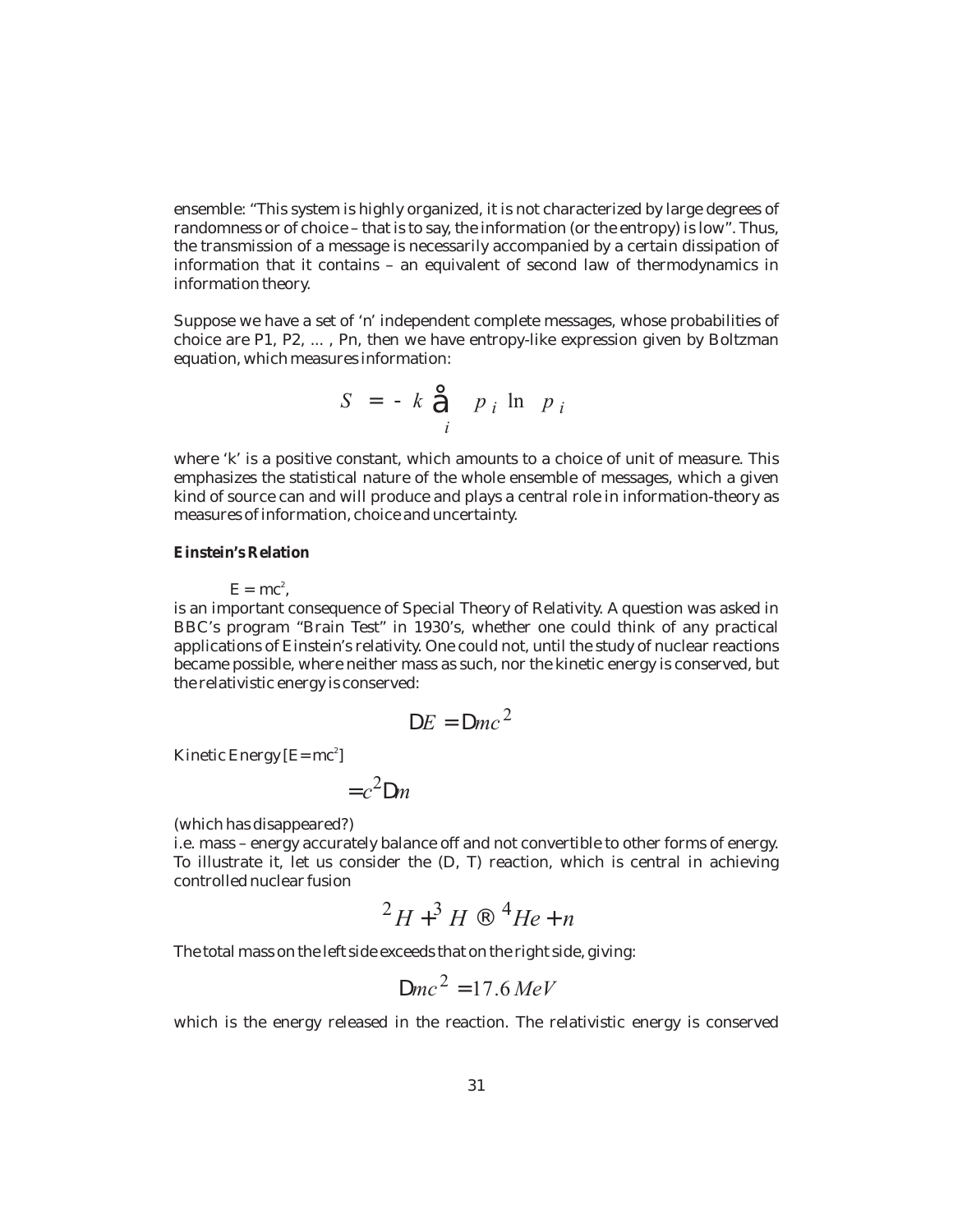ensemble: "This system is highly organized, it is not characterized by large degrees of randomness or of choice – that is to say, the information (or the entropy) is low". Thus, the transmission of a message is necessarily accompanied by a certain dissipation of information that it contains – an equivalent of second law of thermodynamics in information theory.

Suppose we have a set of 'n' independent complete messages, whose probabilities of choice are P1, P2, ... , Pn, then we have entropy-like expression given by Boltzman equation, which measures information:

$$S = -k \sum_i p_i \ln p_i$$

where 'k' is a positive constant, which amounts to a choice of unit of measure. This emphasizes the statistical nature of the whole ensemble of messages, which a given kind of source can and will produce and plays a central role in information-theory as measures of information, choice and uncertainty.

**Einstein's Relation**

$E = mc^2$,

is an important consequence of Special Theory of Relativity. A question was asked in BBC's program "Brain Test" in 1930's, whether one could think of any practical applications of Einstein's relativity. One could not, until the study of nuclear reactions became possible, where neither mass as such, nor the kinetic energy is conserved, but the relativistic energy is conserved:

$$\Delta E = \Delta mc^2$$

Kinetic Energy [$E = mc^2$]

$$= c^2 \Delta m$$

(which has disappeared?)

i.e. mass – energy accurately balance off and not convertible to other forms of energy. To illustrate it, let us consider the (D, T) reaction, which is central in achieving controlled nuclear fusion

$$^2H + ^3H \rightarrow ^4He + n$$

The total mass on the left side exceeds that on the right side, giving:

$$\Delta mc^2 = 17.6\, MeV$$

which is the energy released in the reaction. The relativistic energy is conserved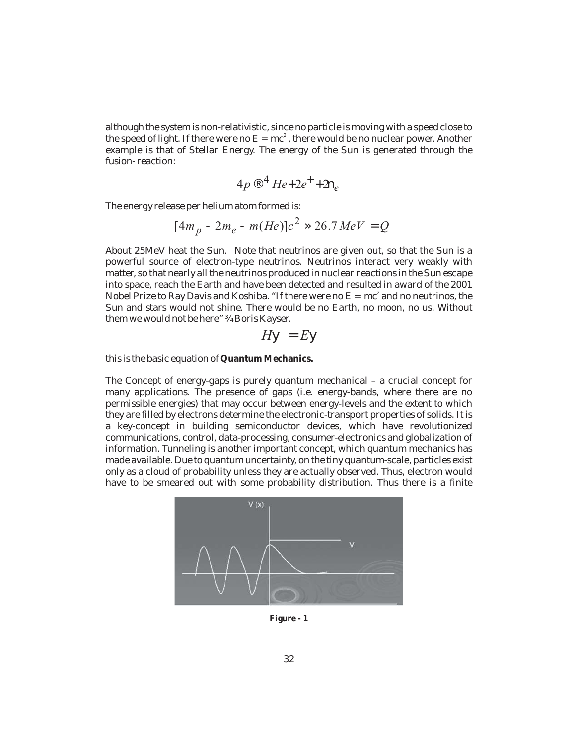although the system is non-relativistic, since no particle is moving with a speed close to the speed of light. If there were no $E = mc^2$, there would be no nuclear power. Another example is that of Stellar Energy. The energy of the Sun is generated through the fusion-reaction:

$$4p \rightarrow {}^4He + 2e^+ + 2\nu_e$$

The energy release per helium atom formed is:

$$[4m_p - 2m_e - m(He)]c^2 \approx 26.7\, MeV = Q$$

About 25MeV heat the Sun. Note that neutrinos are given out, so that the Sun is a powerful source of electron-type neutrinos. Neutrinos interact very weakly with matter, so that nearly all the neutrinos produced in nuclear reactions in the Sun escape into space, reach the Earth and have been detected and resulted in award of the 2001 Nobel Prize to Ray Davis and Koshiba. "If there were no $E = mc^2$ and no neutrinos, the Sun and stars would not shine. There would be no Earth, no moon, no us. Without them we would not be here" — Boris Kayser.

$$H\psi = E\psi$$

this is the basic equation of **Quantum Mechanics.**

The Concept of energy-gaps is purely quantum mechanical – a crucial concept for many applications. The presence of gaps (i.e. energy-bands, where there are no permissible energies) that may occur between energy-levels and the extent to which they are filled by electrons determine the electronic-transport properties of solids. It is a key-concept in building semiconductor devices, which have revolutionized communications, control, data-processing, consumer-electronics and globalization of information. Tunneling is another important concept, which quantum mechanics has made available. Due to quantum uncertainty, on the tiny quantum-scale, particles exist only as a cloud of probability unless they are actually observed. Thus, electron would have to be smeared out with some probability distribution. Thus there is a finite

**Figure - 1**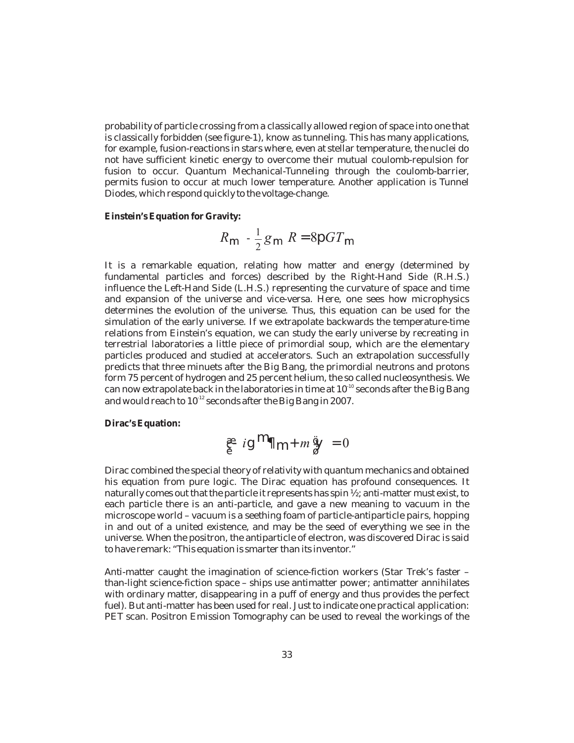probability of particle crossing from a classically allowed region of space into one that is classically forbidden (see figure-1), know as tunneling. This has many applications, for example, fusion-reactions in stars where, even at stellar temperature, the nuclei do not have sufficient kinetic energy to overcome their mutual coulomb-repulsion for fusion to occur. Quantum Mechanical-Tunneling through the coulomb-barrier, permits fusion to occur at much lower temperature. Another application is Tunnel Diodes, which respond quickly to the voltage-change.

**Einstein's Equation for Gravity:**

$$R_{\mu\nu} - \frac{1}{2} g_{\mu\nu} R = 8\pi G T_{\mu\nu}$$

It is a remarkable equation, relating how matter and energy (determined by fundamental particles and forces) described by the Right-Hand Side (R.H.S.) influence the Left-Hand Side (L.H.S.) representing the curvature of space and time and expansion of the universe and vice-versa. Here, one sees how microphysics determines the evolution of the universe. Thus, this equation can be used for the simulation of the early universe. If we extrapolate backwards the temperature-time relations from Einstein's equation, we can study the early universe by recreating in terrestrial laboratories a little piece of primordial soup, which are the elementary particles produced and studied at accelerators. Such an extrapolation successfully predicts that three minuets after the Big Bang, the primordial neutrons and protons form 75 percent of hydrogen and 25 percent helium, the so called nucleosynthesis. We can now extrapolate back in the laboratories in time at $10^{-10}$ seconds after the Big Bang and would reach to $10^{-12}$ seconds after the Big Bang in 2007.

**Dirac's Equation:**

$$\left( i\gamma^{\mu}\partial_{\mu} + m \right) \psi = 0$$

Dirac combined the special theory of relativity with quantum mechanics and obtained his equation from pure logic. The Dirac equation has profound consequences. It naturally comes out that the particle it represents has spin ½; anti-matter must exist, to each particle there is an anti-particle, and gave a new meaning to vacuum in the microscope world – vacuum is a seething foam of particle-antiparticle pairs, hopping in and out of a united existence, and may be the seed of everything we see in the universe. When the positron, the antiparticle of electron, was discovered Dirac is said to have remark: "This equation is smarter than its inventor."

Anti-matter caught the imagination of science-fiction workers (Star Trek's faster – than-light science-fiction space – ships use antimatter power; antimatter annihilates with ordinary matter, disappearing in a puff of energy and thus provides the perfect fuel). But anti-matter has been used for real. Just to indicate one practical application: PET scan. Positron Emission Tomography can be used to reveal the workings of the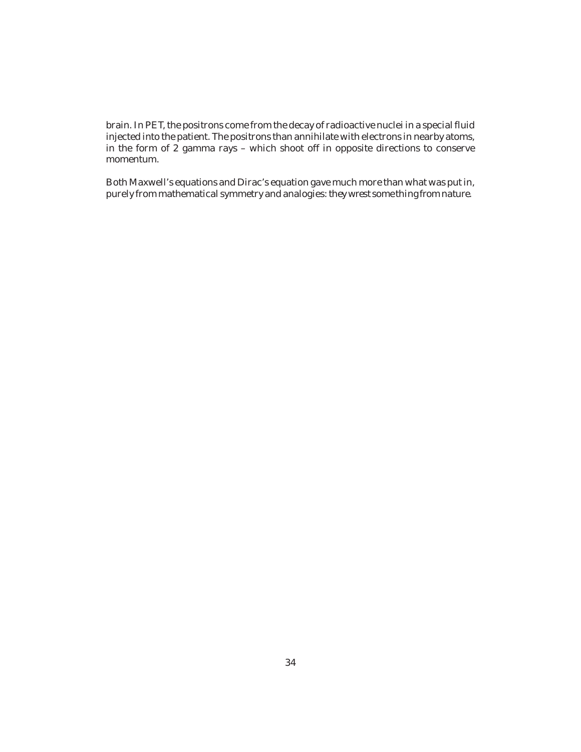brain. In PET, the positrons come from the decay of radioactive nuclei in a special fluid injected into the patient. The positrons than annihilate with electrons in nearby atoms, in the form of 2 gamma rays – which shoot off in opposite directions to conserve momentum.

Both Maxwell's equations and Dirac's equation gave much more than what was put in, purely from mathematical symmetry and analogies: *they wrest something from nature.*